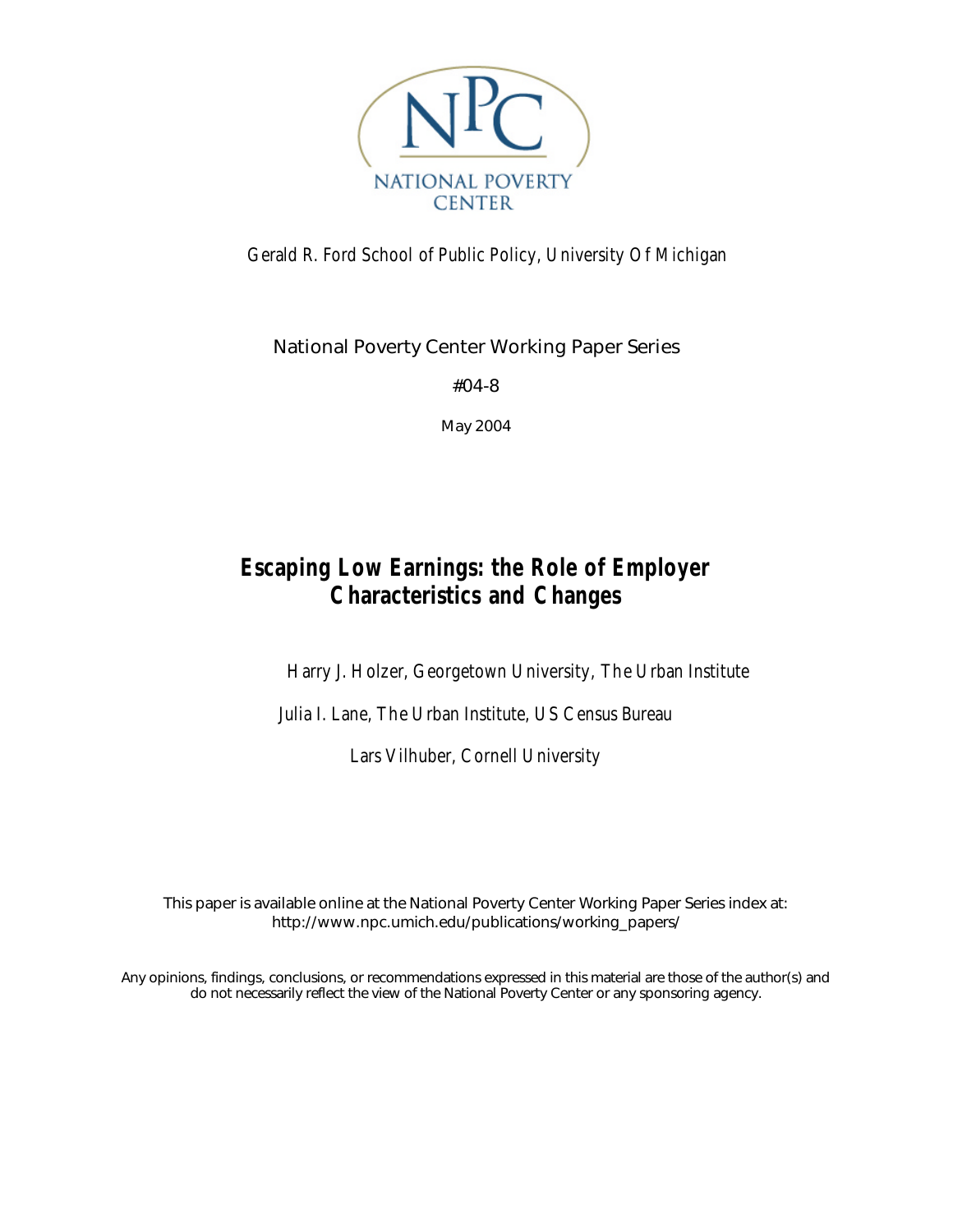NATIONAL POVERTY CENTER

Gerald R. Ford School of Public Policy, University Of Michigan

National Poverty Center Working Paper Series

#04-8

May 2004

# Escaping Low Earnings: the Role of Employer Characteristics and Changes

Harry J. Holzer, Georgetown University, The Urban Institute

Julia I. Lane, The Urban Institute, US Census Bureau

Lars Vilhuber, Cornell University

This paper is available online at the National Poverty Center Working Paper Series index at: http://www.npc.umich.edu/publications/working_papers/

Any opinions, findings, conclusions, or recommendations expressed in this material are those of the author(s) and do not necessarily reflect the view of the National Poverty Center or any sponsoring agency.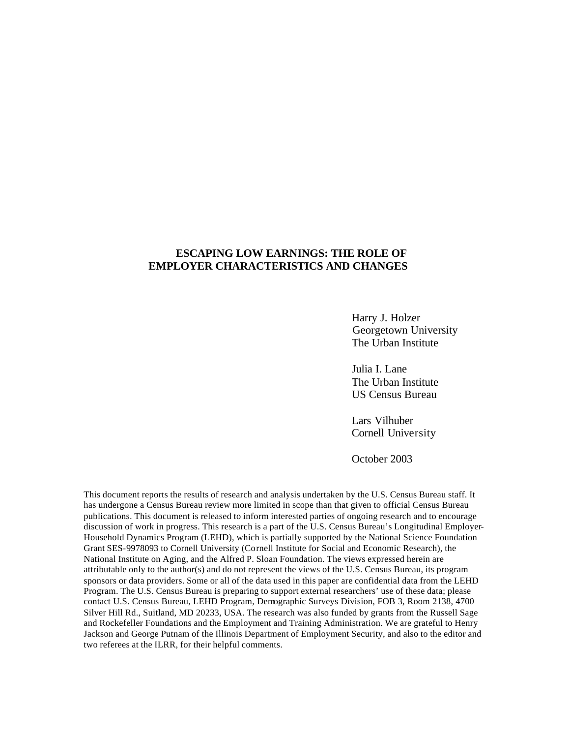# ESCAPING LOW EARNINGS: THE ROLE OF EMPLOYER CHARACTERISTICS AND CHANGES

Harry J. Holzer
Georgetown University
The Urban Institute

Julia I. Lane
The Urban Institute
US Census Bureau

Lars Vilhuber
Cornell University

October 2003

This document reports the results of research and analysis undertaken by the U.S. Census Bureau staff. It has undergone a Census Bureau review more limited in scope than that given to official Census Bureau publications. This document is released to inform interested parties of ongoing research and to encourage discussion of work in progress. This research is a part of the U.S. Census Bureau's Longitudinal Employer-Household Dynamics Program (LEHD), which is partially supported by the National Science Foundation Grant SES-9978093 to Cornell University (Cornell Institute for Social and Economic Research), the National Institute on Aging, and the Alfred P. Sloan Foundation. The views expressed herein are attributable only to the author(s) and do not represent the views of the U.S. Census Bureau, its program sponsors or data providers. Some or all of the data used in this paper are confidential data from the LEHD Program. The U.S. Census Bureau is preparing to support external researchers' use of these data; please contact U.S. Census Bureau, LEHD Program, Demographic Surveys Division, FOB 3, Room 2138, 4700 Silver Hill Rd., Suitland, MD 20233, USA. The research was also funded by grants from the Russell Sage and Rockefeller Foundations and the Employment and Training Administration. We are grateful to Henry Jackson and George Putnam of the Illinois Department of Employment Security, and also to the editor and two referees at the ILRR, for their helpful comments.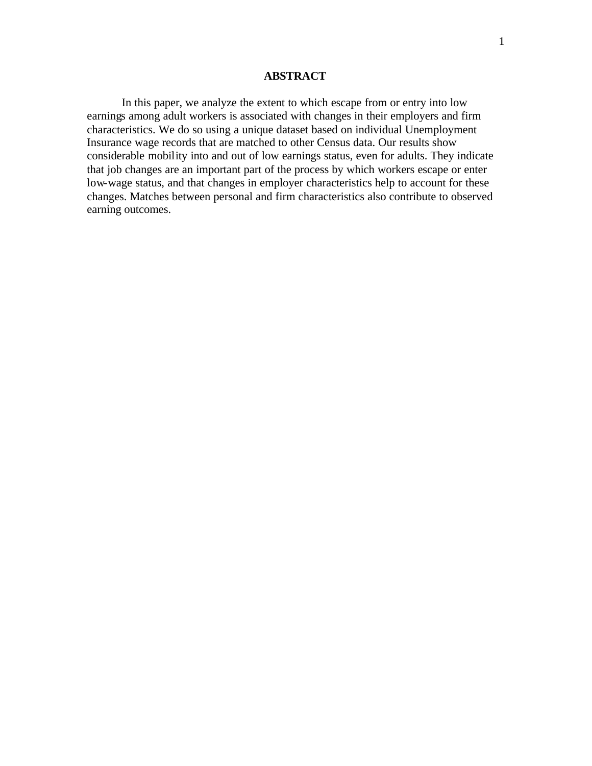## ABSTRACT

In this paper, we analyze the extent to which escape from or entry into low earnings among adult workers is associated with changes in their employers and firm characteristics. We do so using a unique dataset based on individual Unemployment Insurance wage records that are matched to other Census data. Our results show considerable mobility into and out of low earnings status, even for adults. They indicate that job changes are an important part of the process by which workers escape or enter low-wage status, and that changes in employer characteristics help to account for these changes. Matches between personal and firm characteristics also contribute to observed earning outcomes.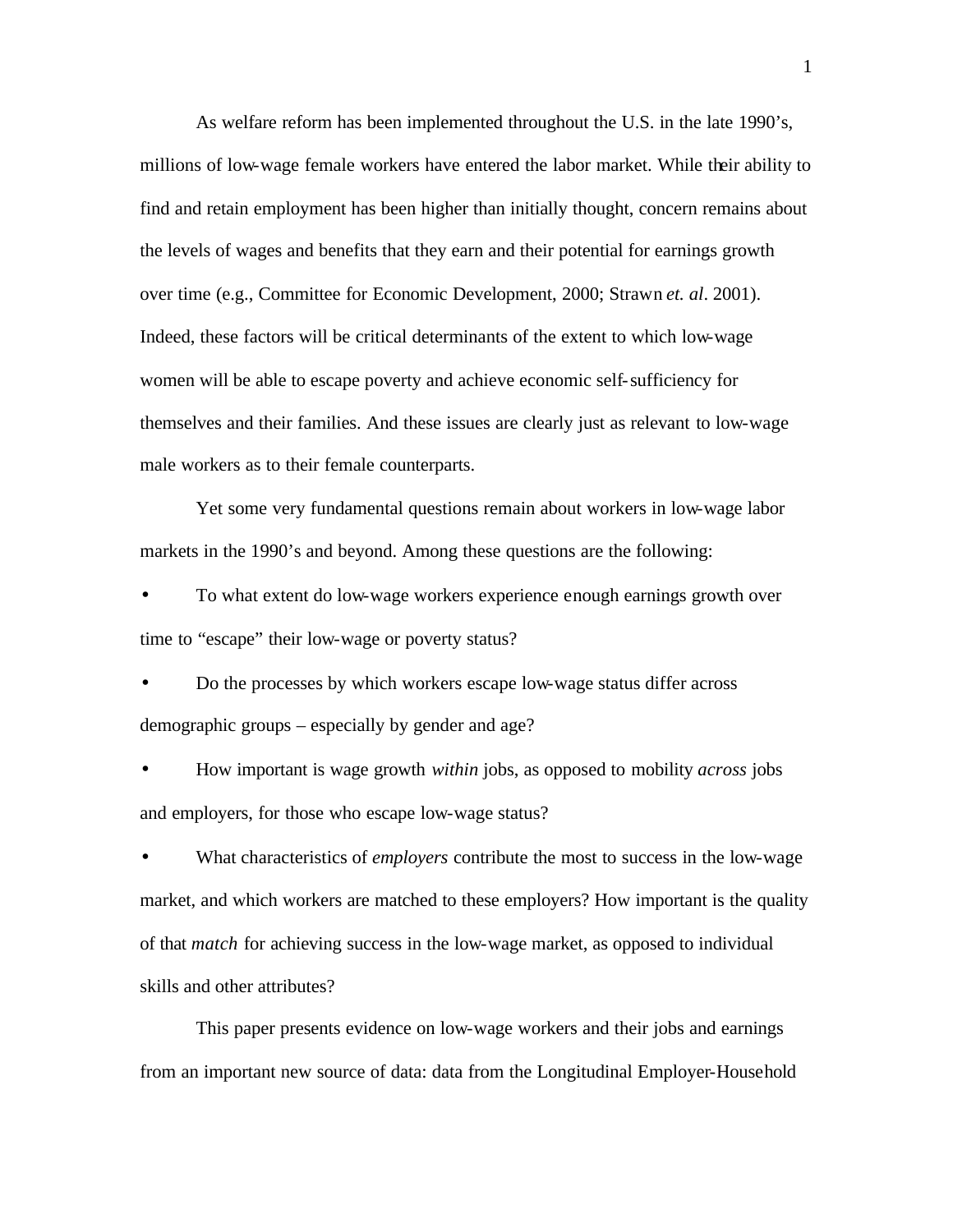As welfare reform has been implemented throughout the U.S. in the late 1990's, millions of low-wage female workers have entered the labor market. While their ability to find and retain employment has been higher than initially thought, concern remains about the levels of wages and benefits that they earn and their potential for earnings growth over time (e.g., Committee for Economic Development, 2000; Strawn *et. al*. 2001). Indeed, these factors will be critical determinants of the extent to which low-wage women will be able to escape poverty and achieve economic self-sufficiency for themselves and their families. And these issues are clearly just as relevant to low-wage male workers as to their female counterparts.

Yet some very fundamental questions remain about workers in low-wage labor markets in the 1990's and beyond. Among these questions are the following:

- To what extent do low-wage workers experience enough earnings growth over time to "escape" their low-wage or poverty status?
- Do the processes by which workers escape low-wage status differ across demographic groups – especially by gender and age?
- How important is wage growth *within* jobs, as opposed to mobility *across* jobs and employers, for those who escape low-wage status?
- What characteristics of *employers* contribute the most to success in the low-wage market, and which workers are matched to these employers? How important is the quality of that *match* for achieving success in the low-wage market, as opposed to individual skills and other attributes?

This paper presents evidence on low-wage workers and their jobs and earnings from an important new source of data: data from the Longitudinal Employer-Household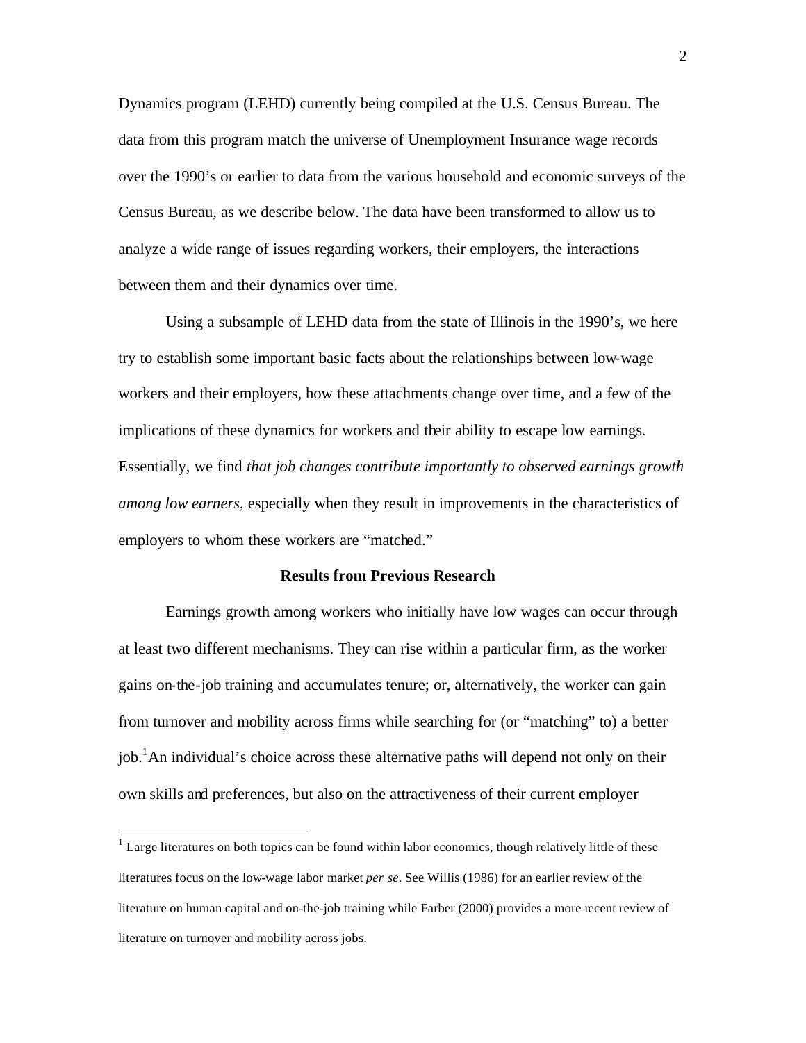Dynamics program (LEHD) currently being compiled at the U.S. Census Bureau. The data from this program match the universe of Unemployment Insurance wage records over the 1990's or earlier to data from the various household and economic surveys of the Census Bureau, as we describe below. The data have been transformed to allow us to analyze a wide range of issues regarding workers, their employers, the interactions between them and their dynamics over time.

Using a subsample of LEHD data from the state of Illinois in the 1990's, we here try to establish some important basic facts about the relationships between low-wage workers and their employers, how these attachments change over time, and a few of the implications of these dynamics for workers and their ability to escape low earnings. Essentially, we find *that job changes contribute importantly to observed earnings growth among low earners*, especially when they result in improvements in the characteristics of employers to whom these workers are "matched."

### Results from Previous Research

Earnings growth among workers who initially have low wages can occur through at least two different mechanisms. They can rise within a particular firm, as the worker gains on-the-job training and accumulates tenure; or, alternatively, the worker can gain from turnover and mobility across firms while searching for (or "matching" to) a better job.[1] An individual's choice across these alternative paths will depend not only on their own skills and preferences, but also on the attractiveness of their current employer

[1] Large literatures on both topics can be found within labor economics, though relatively little of these literatures focus on the low-wage labor market *per se*. See Willis (1986) for an earlier review of the literature on human capital and on-the-job training while Farber (2000) provides a more recent review of literature on turnover and mobility across jobs.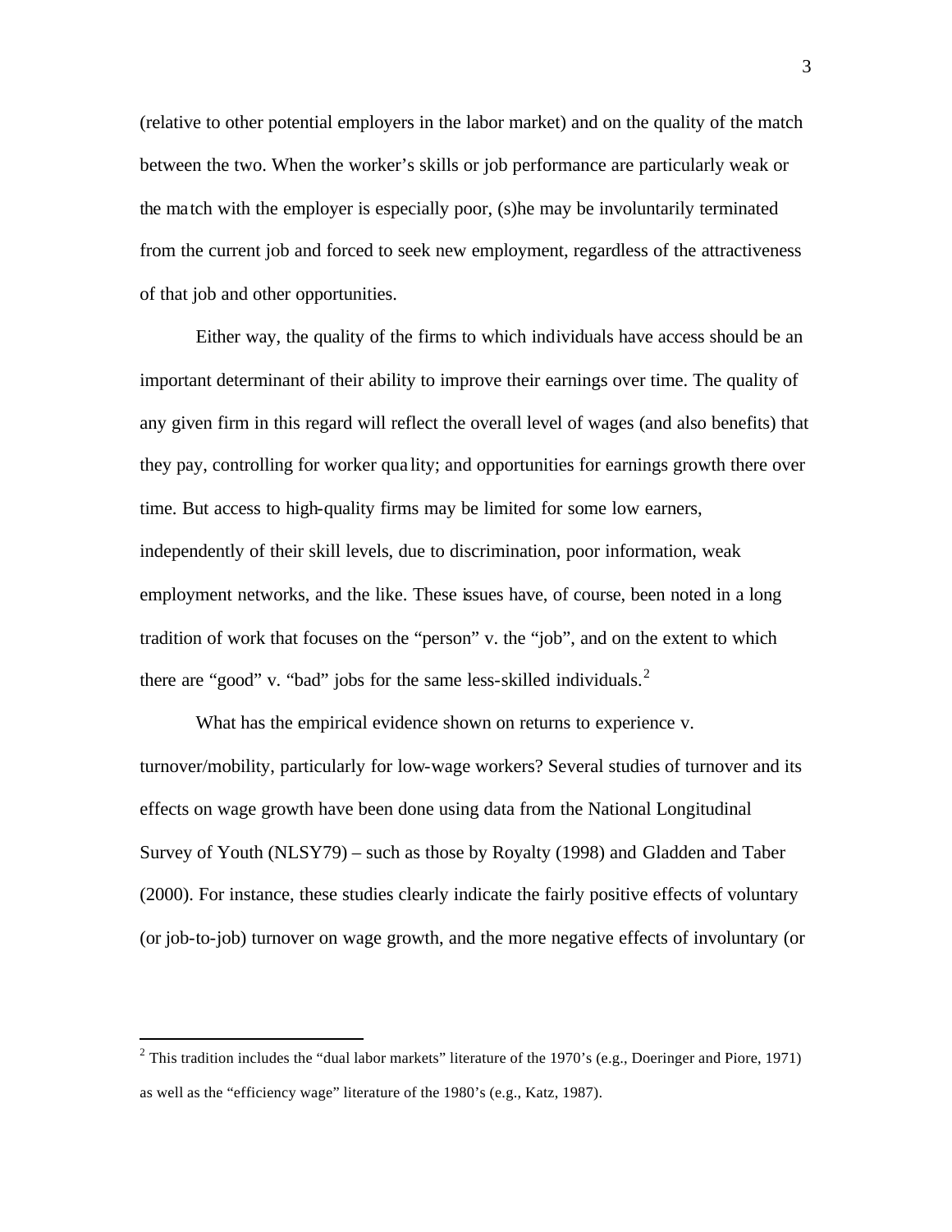(relative to other potential employers in the labor market) and on the quality of the match between the two. When the worker's skills or job performance are particularly weak or the match with the employer is especially poor, (s)he may be involuntarily terminated from the current job and forced to seek new employment, regardless of the attractiveness of that job and other opportunities.

Either way, the quality of the firms to which individuals have access should be an important determinant of their ability to improve their earnings over time. The quality of any given firm in this regard will reflect the overall level of wages (and also benefits) that they pay, controlling for worker quality; and opportunities for earnings growth there over time. But access to high-quality firms may be limited for some low earners, independently of their skill levels, due to discrimination, poor information, weak employment networks, and the like. These issues have, of course, been noted in a long tradition of work that focuses on the "person" v. the "job", and on the extent to which there are "good" v. "bad" jobs for the same less-skilled individuals.[2]

What has the empirical evidence shown on returns to experience v. turnover/mobility, particularly for low-wage workers? Several studies of turnover and its effects on wage growth have been done using data from the National Longitudinal Survey of Youth (NLSY79) – such as those by Royalty (1998) and Gladden and Taber (2000). For instance, these studies clearly indicate the fairly positive effects of voluntary (or job-to-job) turnover on wage growth, and the more negative effects of involuntary (or

[2] This tradition includes the "dual labor markets" literature of the 1970's (e.g., Doeringer and Piore, 1971) as well as the "efficiency wage" literature of the 1980's (e.g., Katz, 1987).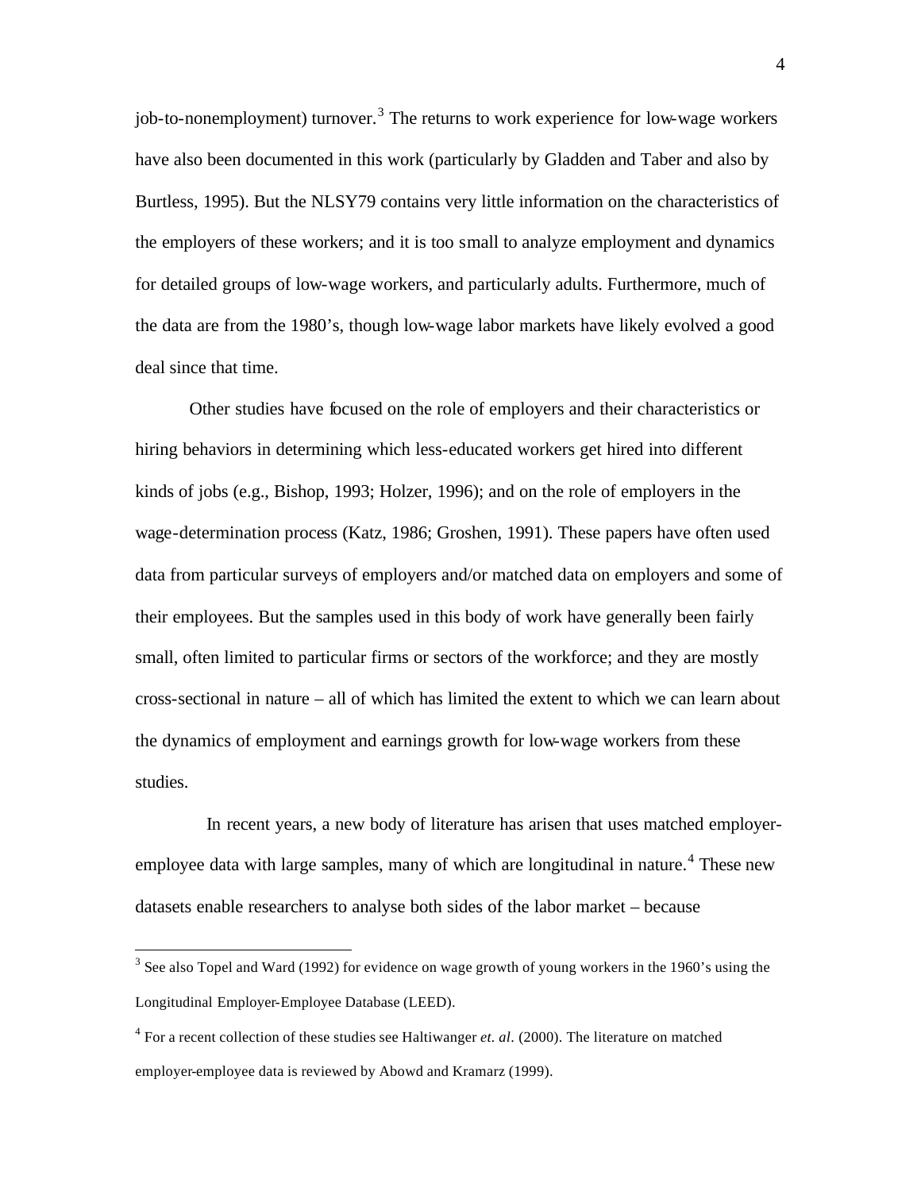job-to-nonemployment) turnover.[3] The returns to work experience for low-wage workers have also been documented in this work (particularly by Gladden and Taber and also by Burtless, 1995). But the NLSY79 contains very little information on the characteristics of the employers of these workers; and it is too small to analyze employment and dynamics for detailed groups of low-wage workers, and particularly adults. Furthermore, much of the data are from the 1980's, though low-wage labor markets have likely evolved a good deal since that time.

Other studies have focused on the role of employers and their characteristics or hiring behaviors in determining which less-educated workers get hired into different kinds of jobs (e.g., Bishop, 1993; Holzer, 1996); and on the role of employers in the wage-determination process (Katz, 1986; Groshen, 1991). These papers have often used data from particular surveys of employers and/or matched data on employers and some of their employees. But the samples used in this body of work have generally been fairly small, often limited to particular firms or sectors of the workforce; and they are mostly cross-sectional in nature – all of which has limited the extent to which we can learn about the dynamics of employment and earnings growth for low-wage workers from these studies.

In recent years, a new body of literature has arisen that uses matched employer-employee data with large samples, many of which are longitudinal in nature.[4] These new datasets enable researchers to analyse both sides of the labor market – because

[3] See also Topel and Ward (1992) for evidence on wage growth of young workers in the 1960's using the Longitudinal Employer-Employee Database (LEED).

[4] For a recent collection of these studies see Haltiwanger *et. al.* (2000). The literature on matched employer-employee data is reviewed by Abowd and Kramarz (1999).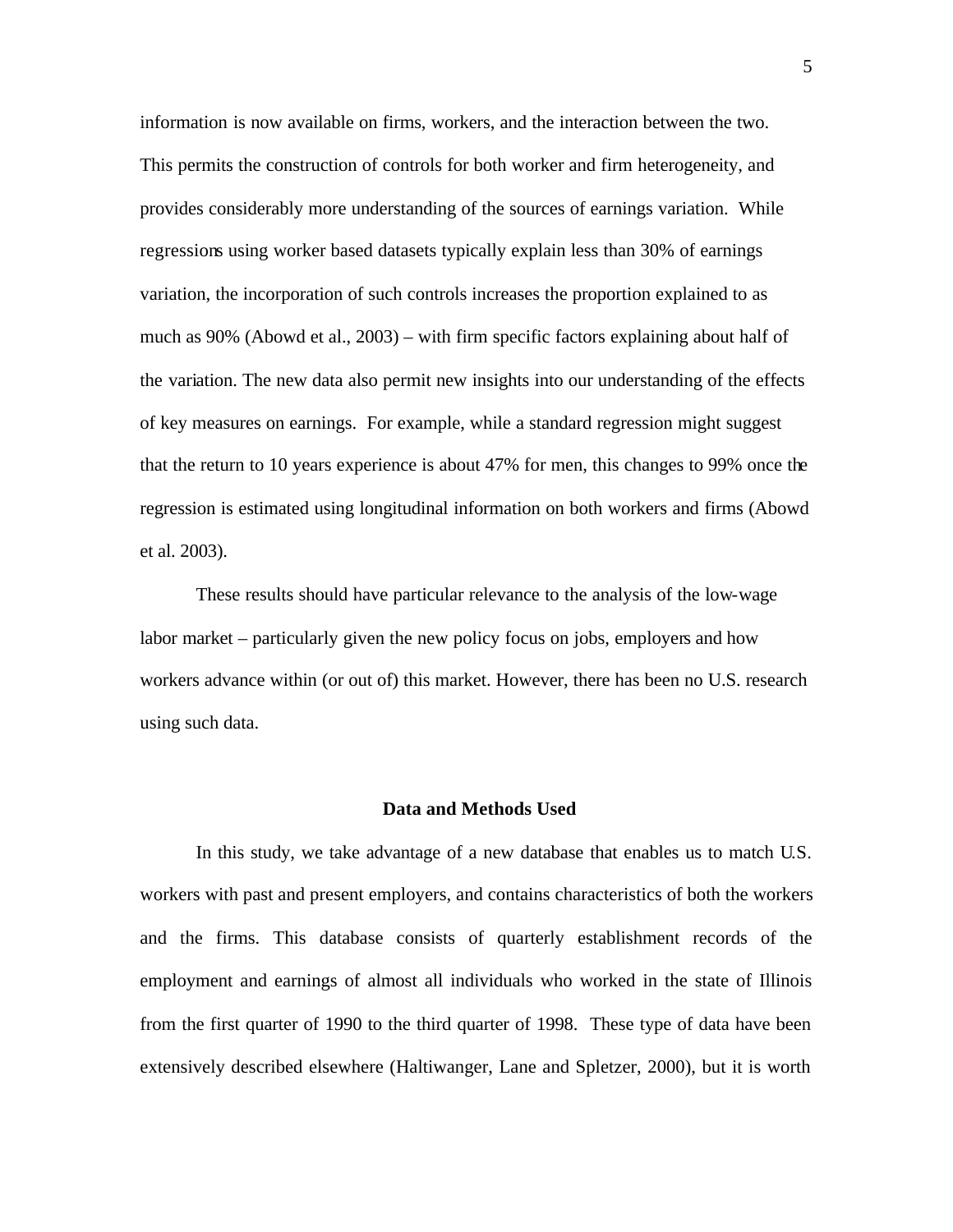information is now available on firms, workers, and the interaction between the two. This permits the construction of controls for both worker and firm heterogeneity, and provides considerably more understanding of the sources of earnings variation. While regressions using worker based datasets typically explain less than 30% of earnings variation, the incorporation of such controls increases the proportion explained to as much as 90% (Abowd et al., 2003) – with firm specific factors explaining about half of the variation. The new data also permit new insights into our understanding of the effects of key measures on earnings. For example, while a standard regression might suggest that the return to 10 years experience is about 47% for men, this changes to 99% once the regression is estimated using longitudinal information on both workers and firms (Abowd et al. 2003).

These results should have particular relevance to the analysis of the low-wage labor market – particularly given the new policy focus on jobs, employers and how workers advance within (or out of) this market. However, there has been no U.S. research using such data.

## Data and Methods Used

In this study, we take advantage of a new database that enables us to match U.S. workers with past and present employers, and contains characteristics of both the workers and the firms. This database consists of quarterly establishment records of the employment and earnings of almost all individuals who worked in the state of Illinois from the first quarter of 1990 to the third quarter of 1998. These type of data have been extensively described elsewhere (Haltiwanger, Lane and Spletzer, 2000), but it is worth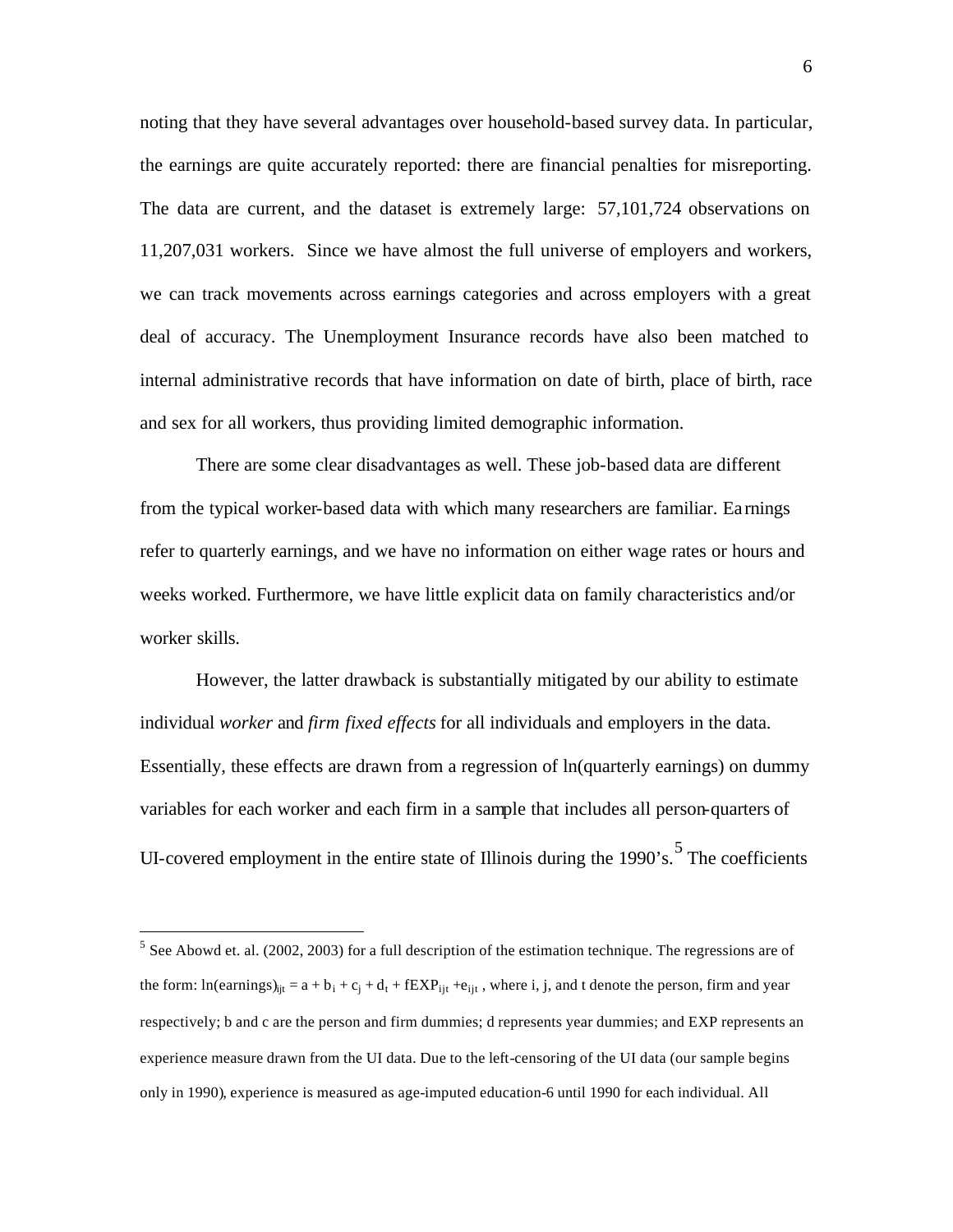noting that they have several advantages over household-based survey data. In particular, the earnings are quite accurately reported: there are financial penalties for misreporting. The data are current, and the dataset is extremely large: 57,101,724 observations on 11,207,031 workers. Since we have almost the full universe of employers and workers, we can track movements across earnings categories and across employers with a great deal of accuracy. The Unemployment Insurance records have also been matched to internal administrative records that have information on date of birth, place of birth, race and sex for all workers, thus providing limited demographic information.

There are some clear disadvantages as well. These job-based data are different from the typical worker-based data with which many researchers are familiar. Earnings refer to quarterly earnings, and we have no information on either wage rates or hours and weeks worked. Furthermore, we have little explicit data on family characteristics and/or worker skills.

However, the latter drawback is substantially mitigated by our ability to estimate individual *worker* and *firm fixed effects* for all individuals and employers in the data. Essentially, these effects are drawn from a regression of ln(quarterly earnings) on dummy variables for each worker and each firm in a sample that includes all person-quarters of UI-covered employment in the entire state of Illinois during the 1990's.[5] The coefficients

---

[5] See Abowd et. al. (2002, 2003) for a full description of the estimation technique. The regressions are of the form: $\ln(\text{earnings})_{ijt} = a + b_i + c_j + d_t + fEXP_{ijt} + e_{ijt}$ , where i, j, and t denote the person, firm and year respectively; b and c are the person and firm dummies; d represents year dummies; and EXP represents an experience measure drawn from the UI data. Due to the left-censoring of the UI data (our sample begins only in 1990), experience is measured as age-imputed education-6 until 1990 for each individual. All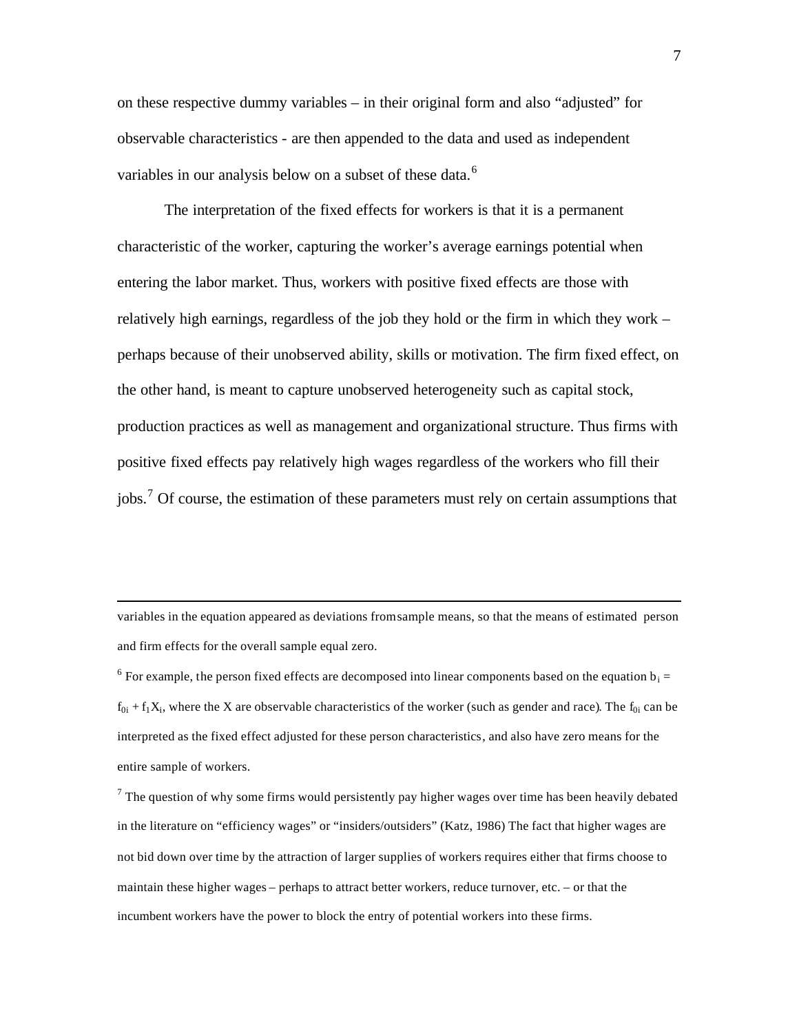on these respective dummy variables – in their original form and also "adjusted" for observable characteristics - are then appended to the data and used as independent variables in our analysis below on a subset of these data.[6]

The interpretation of the fixed effects for workers is that it is a permanent characteristic of the worker, capturing the worker's average earnings potential when entering the labor market. Thus, workers with positive fixed effects are those with relatively high earnings, regardless of the job they hold or the firm in which they work – perhaps because of their unobserved ability, skills or motivation. The firm fixed effect, on the other hand, is meant to capture unobserved heterogeneity such as capital stock, production practices as well as management and organizational structure. Thus firms with positive fixed effects pay relatively high wages regardless of the workers who fill their jobs.[7] Of course, the estimation of these parameters must rely on certain assumptions that

---

variables in the equation appeared as deviations from sample means, so that the means of estimated person and firm effects for the overall sample equal zero.

[6] For example, the person fixed effects are decomposed into linear components based on the equation $b_i = f_{0i} + f_1 X_i$, where the X are observable characteristics of the worker (such as gender and race). The $f_{0i}$ can be interpreted as the fixed effect adjusted for these person characteristics, and also have zero means for the entire sample of workers.

[7] The question of why some firms would persistently pay higher wages over time has been heavily debated in the literature on "efficiency wages" or "insiders/outsiders" (Katz, 1986) The fact that higher wages are not bid down over time by the attraction of larger supplies of workers requires either that firms choose to maintain these higher wages – perhaps to attract better workers, reduce turnover, etc. – or that the incumbent workers have the power to block the entry of potential workers into these firms.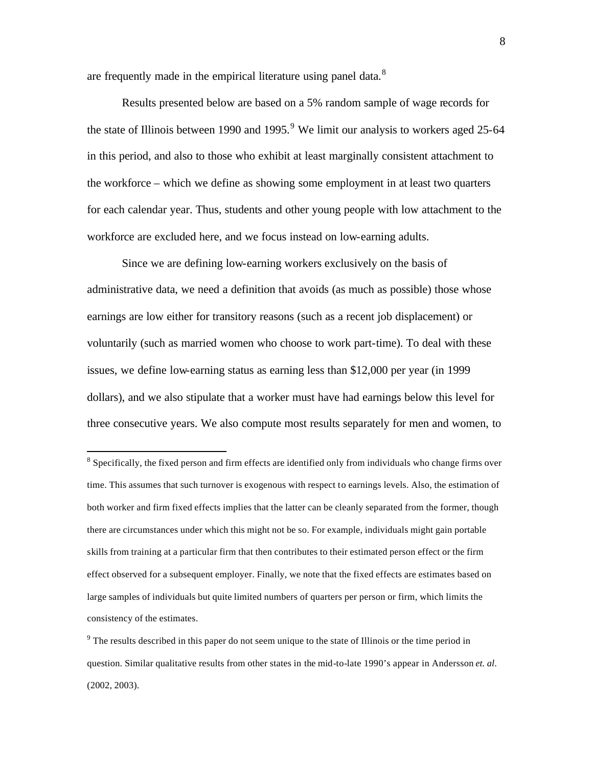are frequently made in the empirical literature using panel data.[8]

Results presented below are based on a 5% random sample of wage records for the state of Illinois between 1990 and 1995.[9] We limit our analysis to workers aged 25-64 in this period, and also to those who exhibit at least marginally consistent attachment to the workforce – which we define as showing some employment in at least two quarters for each calendar year. Thus, students and other young people with low attachment to the workforce are excluded here, and we focus instead on low-earning adults.

Since we are defining low-earning workers exclusively on the basis of administrative data, we need a definition that avoids (as much as possible) those whose earnings are low either for transitory reasons (such as a recent job displacement) or voluntarily (such as married women who choose to work part-time). To deal with these issues, we define low-earning status as earning less than $12,000 per year (in 1999 dollars), and we also stipulate that a worker must have had earnings below this level for three consecutive years. We also compute most results separately for men and women, to

[8] Specifically, the fixed person and firm effects are identified only from individuals who change firms over time. This assumes that such turnover is exogenous with respect to earnings levels. Also, the estimation of both worker and firm fixed effects implies that the latter can be cleanly separated from the former, though there are circumstances under which this might not be so. For example, individuals might gain portable skills from training at a particular firm that then contributes to their estimated person effect or the firm effect observed for a subsequent employer. Finally, we note that the fixed effects are estimates based on large samples of individuals but quite limited numbers of quarters per person or firm, which limits the consistency of the estimates.

[9] The results described in this paper do not seem unique to the state of Illinois or the time period in question. Similar qualitative results from other states in the mid-to-late 1990's appear in Andersson *et. al*. (2002, 2003).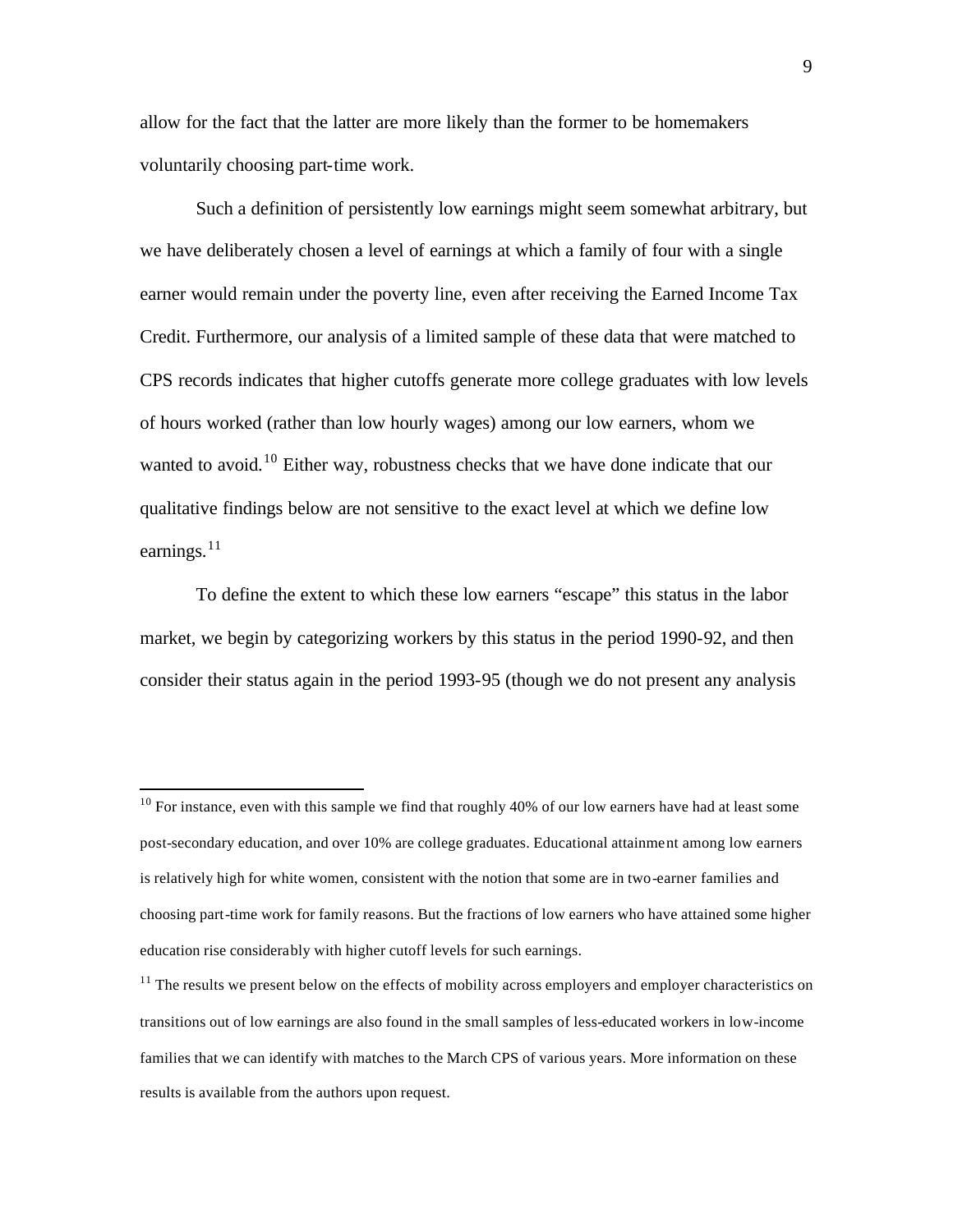allow for the fact that the latter are more likely than the former to be homemakers voluntarily choosing part-time work.

Such a definition of persistently low earnings might seem somewhat arbitrary, but we have deliberately chosen a level of earnings at which a family of four with a single earner would remain under the poverty line, even after receiving the Earned Income Tax Credit. Furthermore, our analysis of a limited sample of these data that were matched to CPS records indicates that higher cutoffs generate more college graduates with low levels of hours worked (rather than low hourly wages) among our low earners, whom we wanted to avoid.[10] Either way, robustness checks that we have done indicate that our qualitative findings below are not sensitive to the exact level at which we define low earnings.[11]

To define the extent to which these low earners "escape" this status in the labor market, we begin by categorizing workers by this status in the period 1990-92, and then consider their status again in the period 1993-95 (though we do not present any analysis

---

[10] For instance, even with this sample we find that roughly 40% of our low earners have had at least some post-secondary education, and over 10% are college graduates. Educational attainment among low earners is relatively high for white women, consistent with the notion that some are in two-earner families and choosing part-time work for family reasons. But the fractions of low earners who have attained some higher education rise considerably with higher cutoff levels for such earnings.

[11] The results we present below on the effects of mobility across employers and employer characteristics on transitions out of low earnings are also found in the small samples of less-educated workers in low-income families that we can identify with matches to the March CPS of various years. More information on these results is available from the authors upon request.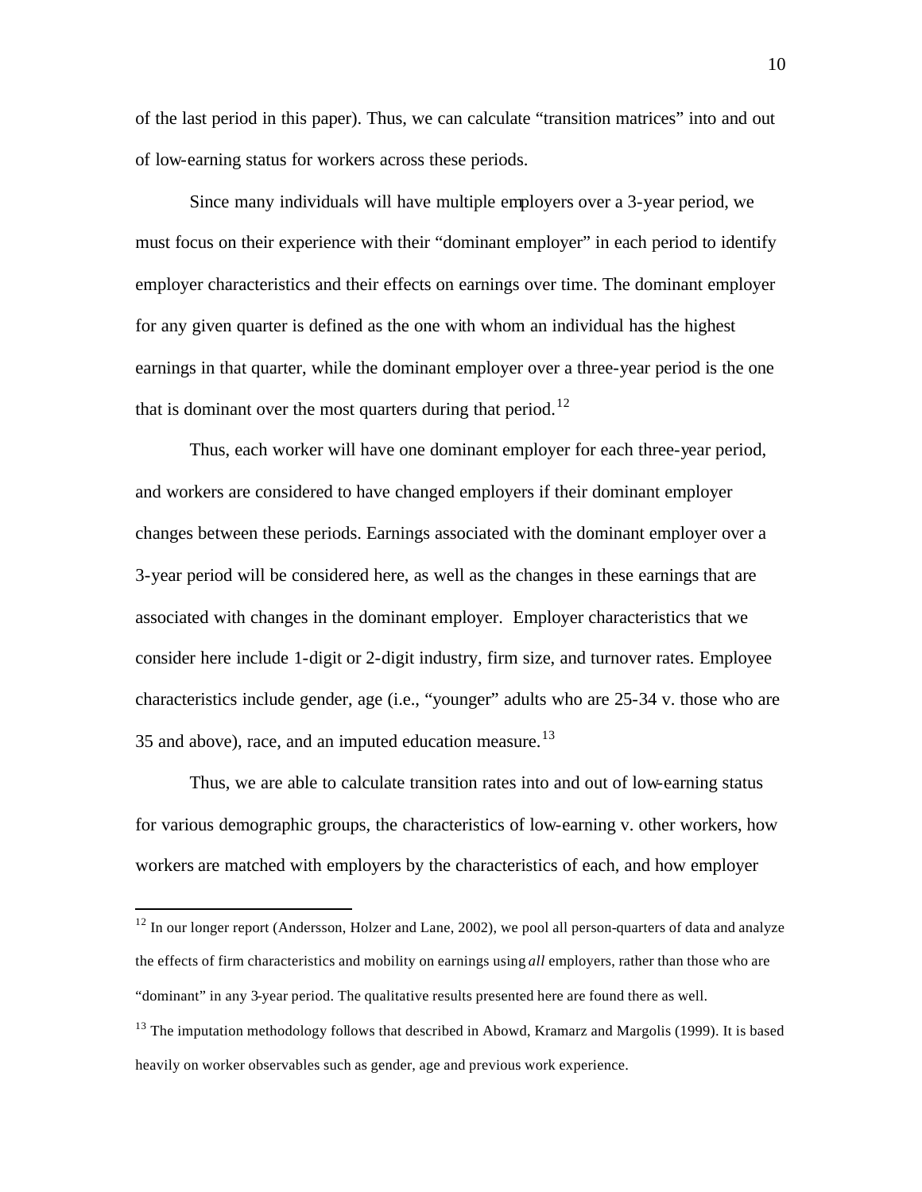of the last period in this paper). Thus, we can calculate "transition matrices" into and out of low-earning status for workers across these periods.

Since many individuals will have multiple employers over a 3-year period, we must focus on their experience with their "dominant employer" in each period to identify employer characteristics and their effects on earnings over time. The dominant employer for any given quarter is defined as the one with whom an individual has the highest earnings in that quarter, while the dominant employer over a three-year period is the one that is dominant over the most quarters during that period.[12]

Thus, each worker will have one dominant employer for each three-year period, and workers are considered to have changed employers if their dominant employer changes between these periods. Earnings associated with the dominant employer over a 3-year period will be considered here, as well as the changes in these earnings that are associated with changes in the dominant employer. Employer characteristics that we consider here include 1-digit or 2-digit industry, firm size, and turnover rates. Employee characteristics include gender, age (i.e., "younger" adults who are 25-34 v. those who are 35 and above), race, and an imputed education measure.[13]

Thus, we are able to calculate transition rates into and out of low-earning status for various demographic groups, the characteristics of low-earning v. other workers, how workers are matched with employers by the characteristics of each, and how employer

---

[12] In our longer report (Andersson, Holzer and Lane, 2002), we pool all person-quarters of data and analyze the effects of firm characteristics and mobility on earnings using *all* employers, rather than those who are "dominant" in any 3-year period. The qualitative results presented here are found there as well.

[13] The imputation methodology follows that described in Abowd, Kramarz and Margolis (1999). It is based heavily on worker observables such as gender, age and previous work experience.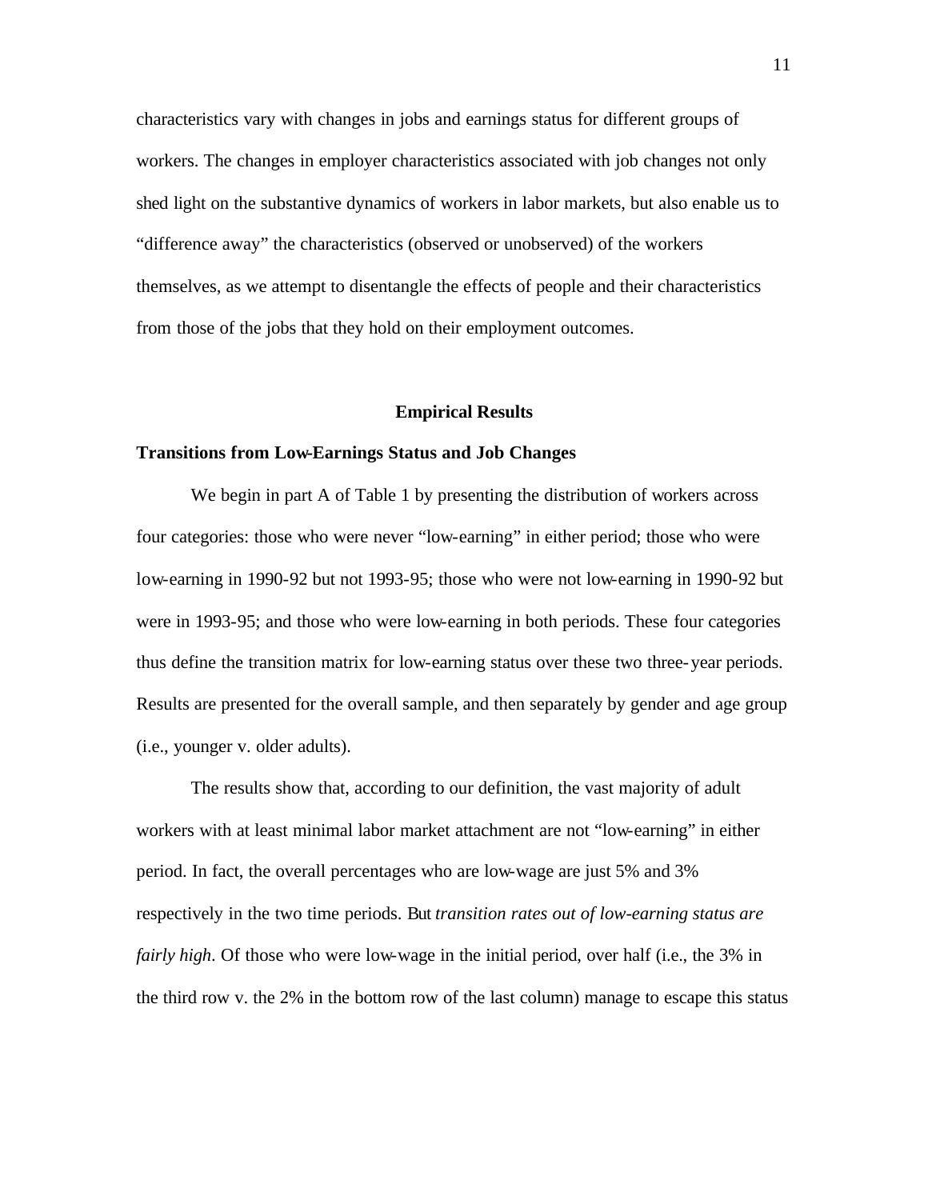characteristics vary with changes in jobs and earnings status for different groups of workers. The changes in employer characteristics associated with job changes not only shed light on the substantive dynamics of workers in labor markets, but also enable us to "difference away" the characteristics (observed or unobserved) of the workers themselves, as we attempt to disentangle the effects of people and their characteristics from those of the jobs that they hold on their employment outcomes.

## Empirical Results

### Transitions from Low-Earnings Status and Job Changes

We begin in part A of Table 1 by presenting the distribution of workers across four categories: those who were never "low-earning" in either period; those who were low-earning in 1990-92 but not 1993-95; those who were not low-earning in 1990-92 but were in 1993-95; and those who were low-earning in both periods. These four categories thus define the transition matrix for low-earning status over these two three-year periods. Results are presented for the overall sample, and then separately by gender and age group (i.e., younger v. older adults).

The results show that, according to our definition, the vast majority of adult workers with at least minimal labor market attachment are not "low-earning" in either period. In fact, the overall percentages who are low-wage are just 5% and 3% respectively in the two time periods. But *transition rates out of low-earning status are fairly high*. Of those who were low-wage in the initial period, over half (i.e., the 3% in the third row v. the 2% in the bottom row of the last column) manage to escape this status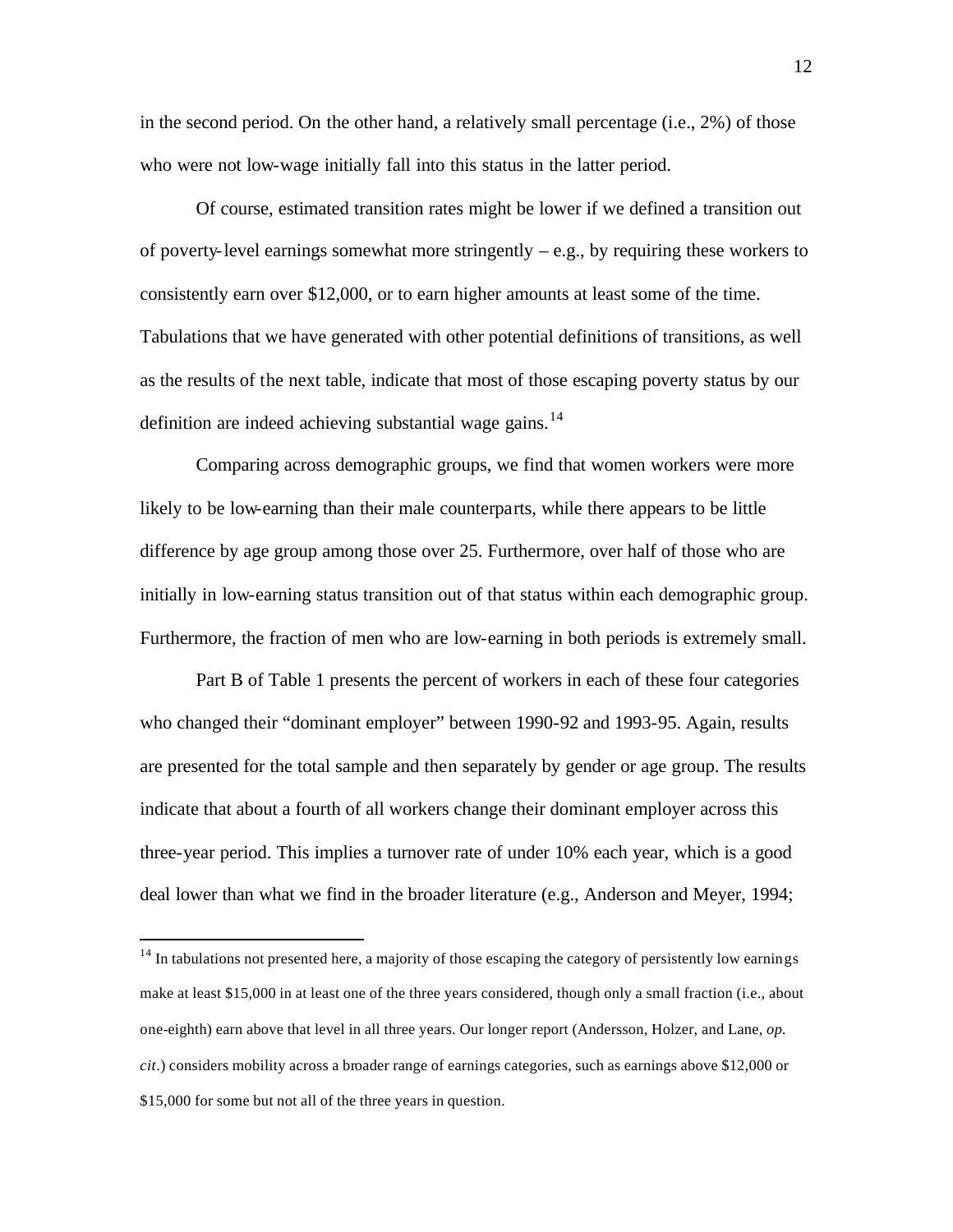in the second period. On the other hand, a relatively small percentage (i.e., 2%) of those who were not low-wage initially fall into this status in the latter period.

Of course, estimated transition rates might be lower if we defined a transition out of poverty-level earnings somewhat more stringently – e.g., by requiring these workers to consistently earn over $12,000, or to earn higher amounts at least some of the time. Tabulations that we have generated with other potential definitions of transitions, as well as the results of the next table, indicate that most of those escaping poverty status by our definition are indeed achieving substantial wage gains.[14]

Comparing across demographic groups, we find that women workers were more likely to be low-earning than their male counterparts, while there appears to be little difference by age group among those over 25. Furthermore, over half of those who are initially in low-earning status transition out of that status within each demographic group. Furthermore, the fraction of men who are low-earning in both periods is extremely small.

Part B of Table 1 presents the percent of workers in each of these four categories who changed their "dominant employer" between 1990-92 and 1993-95. Again, results are presented for the total sample and then separately by gender or age group. The results indicate that about a fourth of all workers change their dominant employer across this three-year period. This implies a turnover rate of under 10% each year, which is a good deal lower than what we find in the broader literature (e.g., Anderson and Meyer, 1994;

[14] In tabulations not presented here, a majority of those escaping the category of persistently low earnings make at least $15,000 in at least one of the three years considered, though only a small fraction (i.e., about one-eighth) earn above that level in all three years. Our longer report (Andersson, Holzer, and Lane, *op. cit*.) considers mobility across a broader range of earnings categories, such as earnings above $12,000 or $15,000 for some but not all of the three years in question.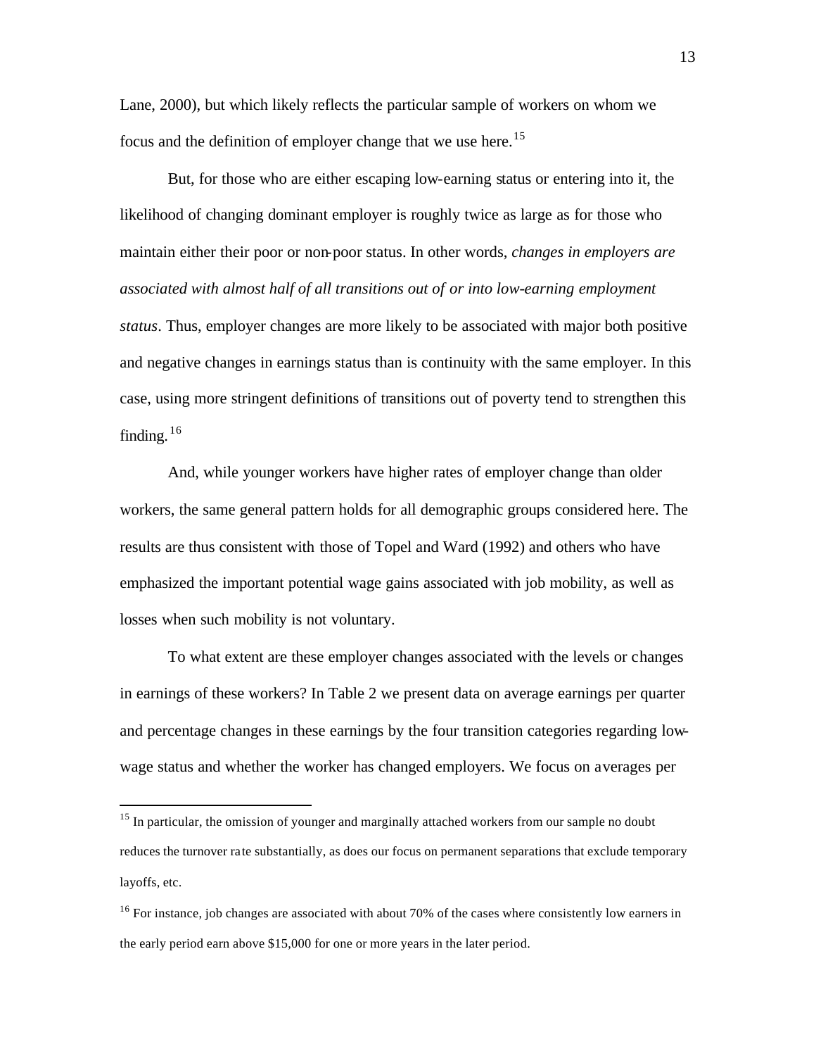Lane, 2000), but which likely reflects the particular sample of workers on whom we focus and the definition of employer change that we use here.[15]

But, for those who are either escaping low-earning status or entering into it, the likelihood of changing dominant employer is roughly twice as large as for those who maintain either their poor or non-poor status. In other words, *changes in employers are associated with almost half of all transitions out of or into low-earning employment status*. Thus, employer changes are more likely to be associated with major both positive and negative changes in earnings status than is continuity with the same employer. In this case, using more stringent definitions of transitions out of poverty tend to strengthen this finding.[16]

And, while younger workers have higher rates of employer change than older workers, the same general pattern holds for all demographic groups considered here. The results are thus consistent with those of Topel and Ward (1992) and others who have emphasized the important potential wage gains associated with job mobility, as well as losses when such mobility is not voluntary.

To what extent are these employer changes associated with the levels or changes in earnings of these workers? In Table 2 we present data on average earnings per quarter and percentage changes in these earnings by the four transition categories regarding low-wage status and whether the worker has changed employers. We focus on averages per

[15] In particular, the omission of younger and marginally attached workers from our sample no doubt reduces the turnover rate substantially, as does our focus on permanent separations that exclude temporary layoffs, etc.

[16] For instance, job changes are associated with about 70% of the cases where consistently low earners in the early period earn above $15,000 for one or more years in the later period.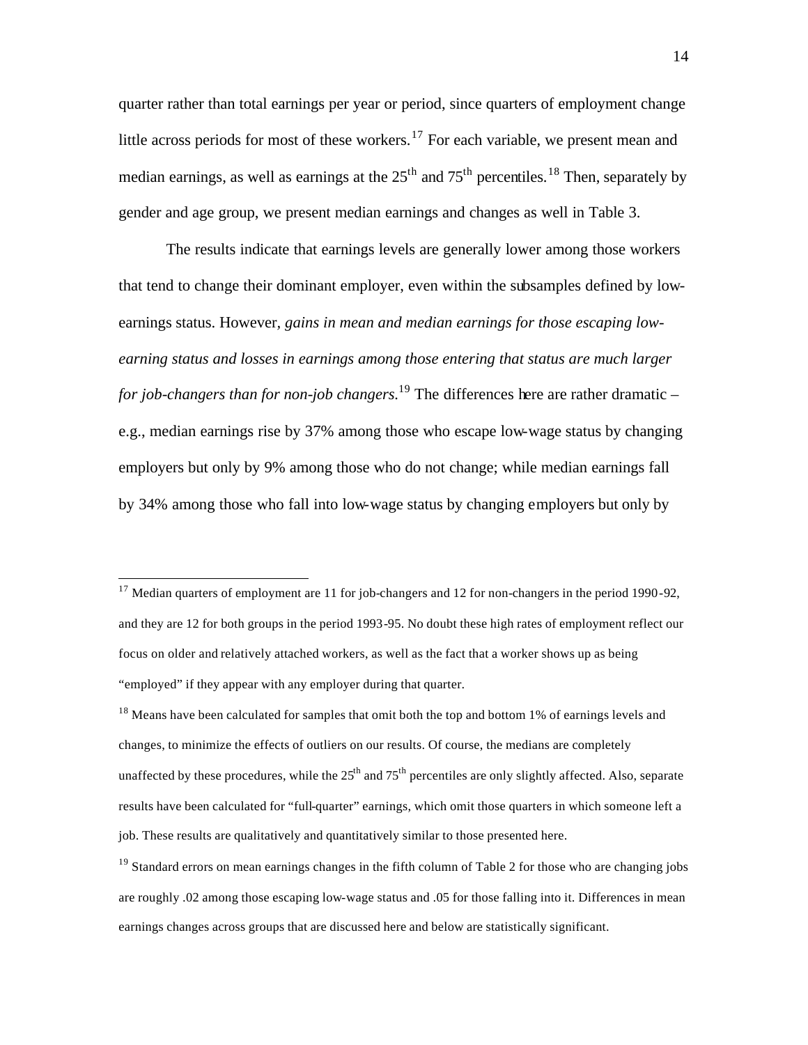quarter rather than total earnings per year or period, since quarters of employment change little across periods for most of these workers.[17] For each variable, we present mean and median earnings, as well as earnings at the $25^{th}$ and $75^{th}$ percentiles.[18] Then, separately by gender and age group, we present median earnings and changes as well in Table 3.

The results indicate that earnings levels are generally lower among those workers that tend to change their dominant employer, even within the subsamples defined by low-earnings status. However, *gains in mean and median earnings for those escaping low-earning status and losses in earnings among those entering that status are much larger for job-changers than for non-job changers.*[19] The differences here are rather dramatic – e.g., median earnings rise by 37% among those who escape low-wage status by changing employers but only by 9% among those who do not change; while median earnings fall by 34% among those who fall into low-wage status by changing employers but only by

---

[17] Median quarters of employment are 11 for job-changers and 12 for non-changers in the period 1990-92, and they are 12 for both groups in the period 1993-95. No doubt these high rates of employment reflect our focus on older and relatively attached workers, as well as the fact that a worker shows up as being "employed" if they appear with any employer during that quarter.

[18] Means have been calculated for samples that omit both the top and bottom 1% of earnings levels and changes, to minimize the effects of outliers on our results. Of course, the medians are completely unaffected by these procedures, while the $25^{th}$ and $75^{th}$ percentiles are only slightly affected. Also, separate results have been calculated for "full-quarter" earnings, which omit those quarters in which someone left a job. These results are qualitatively and quantitatively similar to those presented here.

[19] Standard errors on mean earnings changes in the fifth column of Table 2 for those who are changing jobs are roughly .02 among those escaping low-wage status and .05 for those falling into it. Differences in mean earnings changes across groups that are discussed here and below are statistically significant.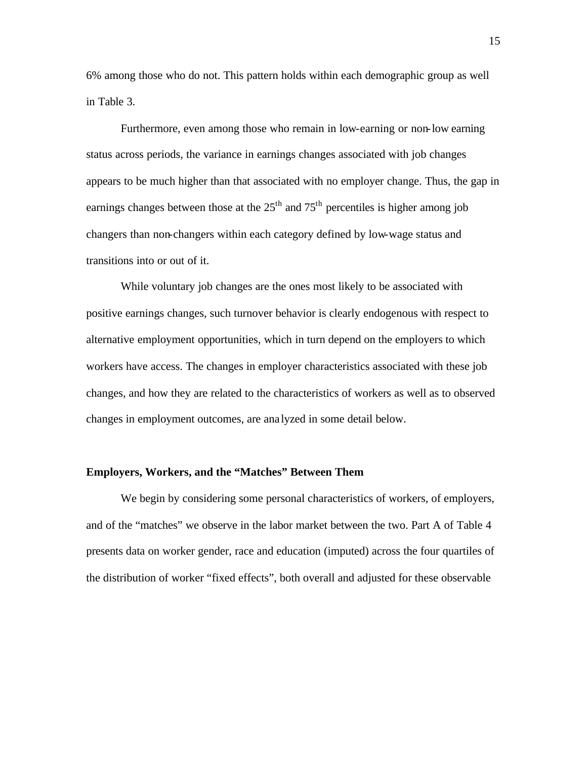6% among those who do not. This pattern holds within each demographic group as well in Table 3.

Furthermore, even among those who remain in low-earning or non-low earning status across periods, the variance in earnings changes associated with job changes appears to be much higher than that associated with no employer change. Thus, the gap in earnings changes between those at the $25^{th}$ and $75^{th}$ percentiles is higher among job changers than non-changers within each category defined by low-wage status and transitions into or out of it.

While voluntary job changes are the ones most likely to be associated with positive earnings changes, such turnover behavior is clearly endogenous with respect to alternative employment opportunities, which in turn depend on the employers to which workers have access. The changes in employer characteristics associated with these job changes, and how they are related to the characteristics of workers as well as to observed changes in employment outcomes, are analyzed in some detail below.

### Employers, Workers, and the "Matches" Between Them

We begin by considering some personal characteristics of workers, of employers, and of the "matches" we observe in the labor market between the two. Part A of Table 4 presents data on worker gender, race and education (imputed) across the four quartiles of the distribution of worker "fixed effects", both overall and adjusted for these observable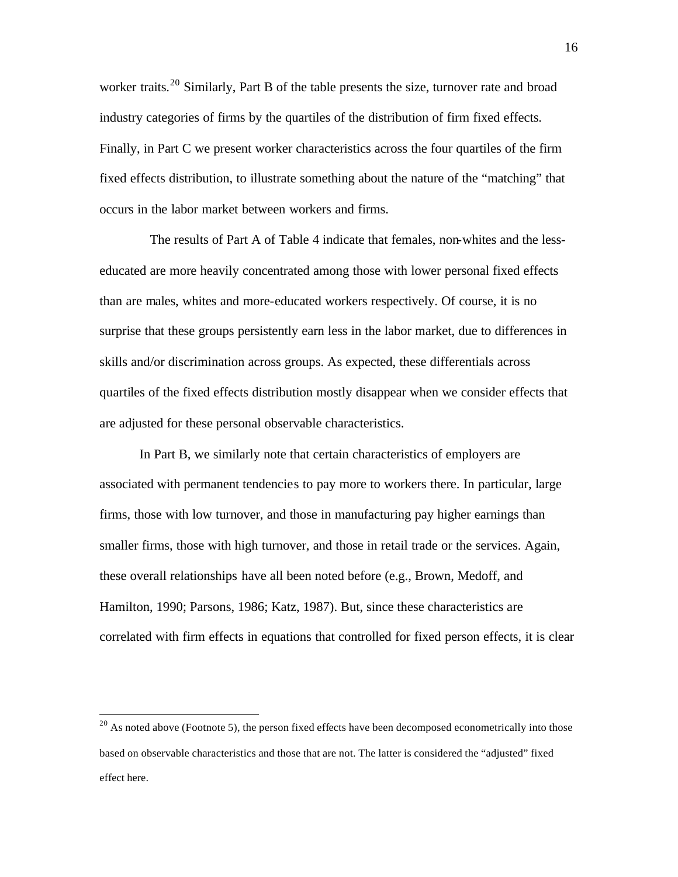worker traits.[20] Similarly, Part B of the table presents the size, turnover rate and broad industry categories of firms by the quartiles of the distribution of firm fixed effects. Finally, in Part C we present worker characteristics across the four quartiles of the firm fixed effects distribution, to illustrate something about the nature of the "matching" that occurs in the labor market between workers and firms.

The results of Part A of Table 4 indicate that females, non-whites and the less-educated are more heavily concentrated among those with lower personal fixed effects than are males, whites and more-educated workers respectively. Of course, it is no surprise that these groups persistently earn less in the labor market, due to differences in skills and/or discrimination across groups. As expected, these differentials across quartiles of the fixed effects distribution mostly disappear when we consider effects that are adjusted for these personal observable characteristics.

In Part B, we similarly note that certain characteristics of employers are associated with permanent tendencies to pay more to workers there. In particular, large firms, those with low turnover, and those in manufacturing pay higher earnings than smaller firms, those with high turnover, and those in retail trade or the services. Again, these overall relationships have all been noted before (e.g., Brown, Medoff, and Hamilton, 1990; Parsons, 1986; Katz, 1987). But, since these characteristics are correlated with firm effects in equations that controlled for fixed person effects, it is clear

[20] As noted above (Footnote 5), the person fixed effects have been decomposed econometrically into those based on observable characteristics and those that are not. The latter is considered the "adjusted" fixed effect here.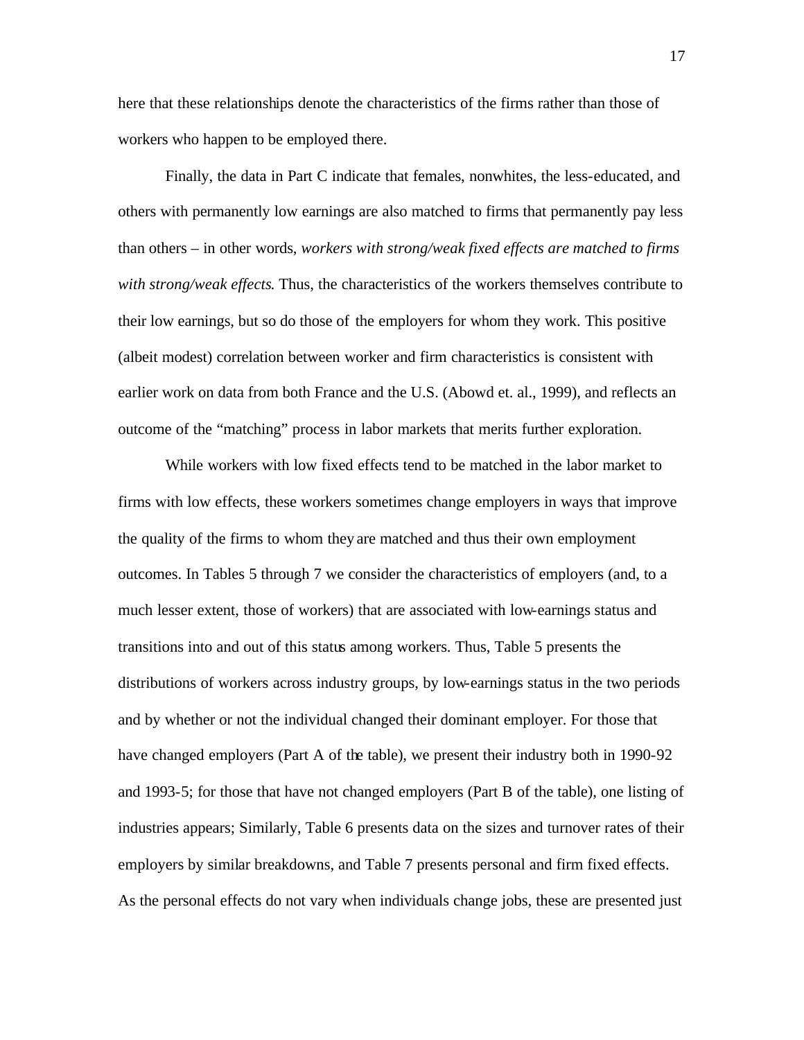here that these relationships denote the characteristics of the firms rather than those of workers who happen to be employed there.

Finally, the data in Part C indicate that females, nonwhites, the less-educated, and others with permanently low earnings are also matched to firms that permanently pay less than others – in other words, *workers with strong/weak fixed effects are matched to firms with strong/weak effects*. Thus, the characteristics of the workers themselves contribute to their low earnings, but so do those of the employers for whom they work. This positive (albeit modest) correlation between worker and firm characteristics is consistent with earlier work on data from both France and the U.S. (Abowd et. al., 1999), and reflects an outcome of the "matching" process in labor markets that merits further exploration.

While workers with low fixed effects tend to be matched in the labor market to firms with low effects, these workers sometimes change employers in ways that improve the quality of the firms to whom they are matched and thus their own employment outcomes. In Tables 5 through 7 we consider the characteristics of employers (and, to a much lesser extent, those of workers) that are associated with low-earnings status and transitions into and out of this status among workers. Thus, Table 5 presents the distributions of workers across industry groups, by low-earnings status in the two periods and by whether or not the individual changed their dominant employer. For those that have changed employers (Part A of the table), we present their industry both in 1990-92 and 1993-5; for those that have not changed employers (Part B of the table), one listing of industries appears; Similarly, Table 6 presents data on the sizes and turnover rates of their employers by similar breakdowns, and Table 7 presents personal and firm fixed effects. As the personal effects do not vary when individuals change jobs, these are presented just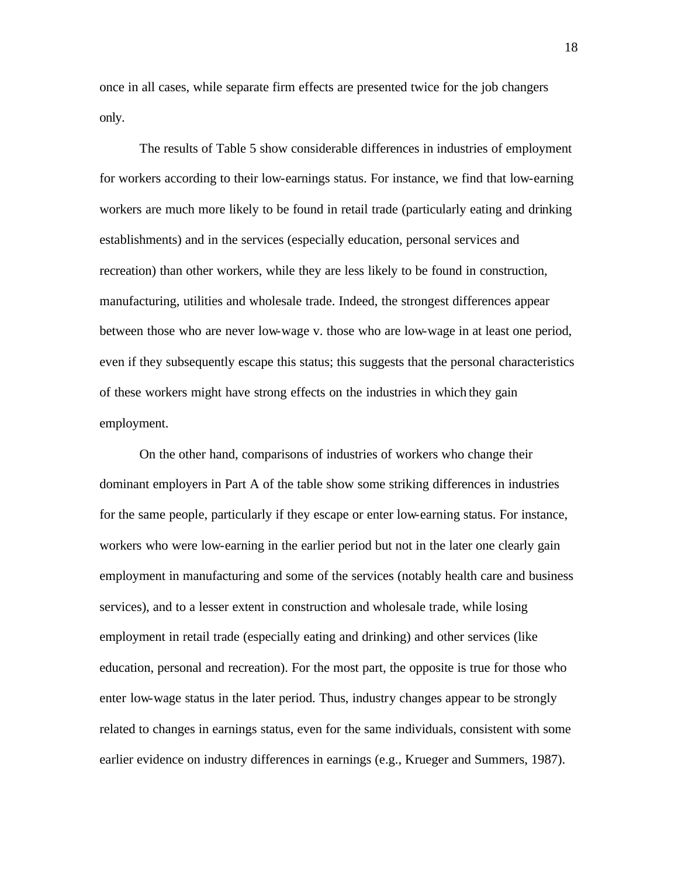once in all cases, while separate firm effects are presented twice for the job changers only.

The results of Table 5 show considerable differences in industries of employment for workers according to their low-earnings status. For instance, we find that low-earning workers are much more likely to be found in retail trade (particularly eating and drinking establishments) and in the services (especially education, personal services and recreation) than other workers, while they are less likely to be found in construction, manufacturing, utilities and wholesale trade. Indeed, the strongest differences appear between those who are never low-wage v. those who are low-wage in at least one period, even if they subsequently escape this status; this suggests that the personal characteristics of these workers might have strong effects on the industries in which they gain employment.

On the other hand, comparisons of industries of workers who change their dominant employers in Part A of the table show some striking differences in industries for the same people, particularly if they escape or enter low-earning status. For instance, workers who were low-earning in the earlier period but not in the later one clearly gain employment in manufacturing and some of the services (notably health care and business services), and to a lesser extent in construction and wholesale trade, while losing employment in retail trade (especially eating and drinking) and other services (like education, personal and recreation). For the most part, the opposite is true for those who enter low-wage status in the later period. Thus, industry changes appear to be strongly related to changes in earnings status, even for the same individuals, consistent with some earlier evidence on industry differences in earnings (e.g., Krueger and Summers, 1987).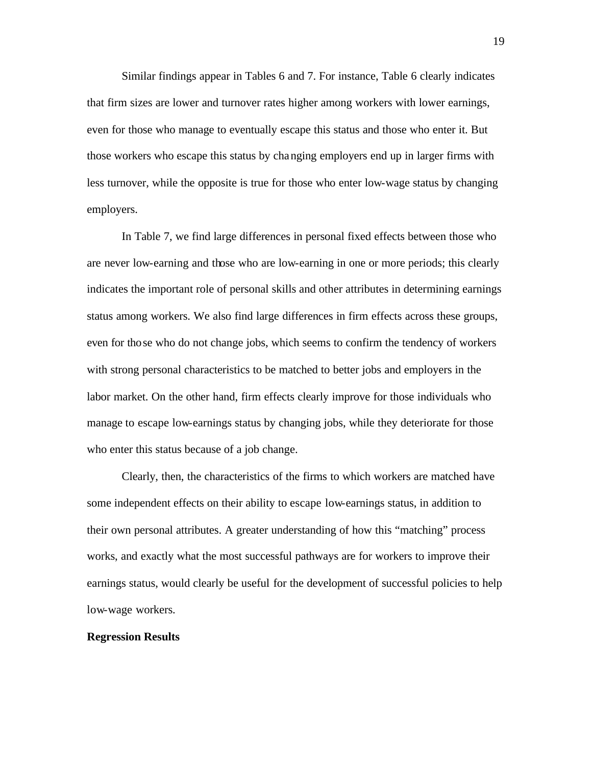Similar findings appear in Tables 6 and 7. For instance, Table 6 clearly indicates that firm sizes are lower and turnover rates higher among workers with lower earnings, even for those who manage to eventually escape this status and those who enter it. But those workers who escape this status by changing employers end up in larger firms with less turnover, while the opposite is true for those who enter low-wage status by changing employers.

In Table 7, we find large differences in personal fixed effects between those who are never low-earning and those who are low-earning in one or more periods; this clearly indicates the important role of personal skills and other attributes in determining earnings status among workers. We also find large differences in firm effects across these groups, even for those who do not change jobs, which seems to confirm the tendency of workers with strong personal characteristics to be matched to better jobs and employers in the labor market. On the other hand, firm effects clearly improve for those individuals who manage to escape low-earnings status by changing jobs, while they deteriorate for those who enter this status because of a job change.

Clearly, then, the characteristics of the firms to which workers are matched have some independent effects on their ability to escape low-earnings status, in addition to their own personal attributes. A greater understanding of how this "matching" process works, and exactly what the most successful pathways are for workers to improve their earnings status, would clearly be useful for the development of successful policies to help low-wage workers.

**Regression Results**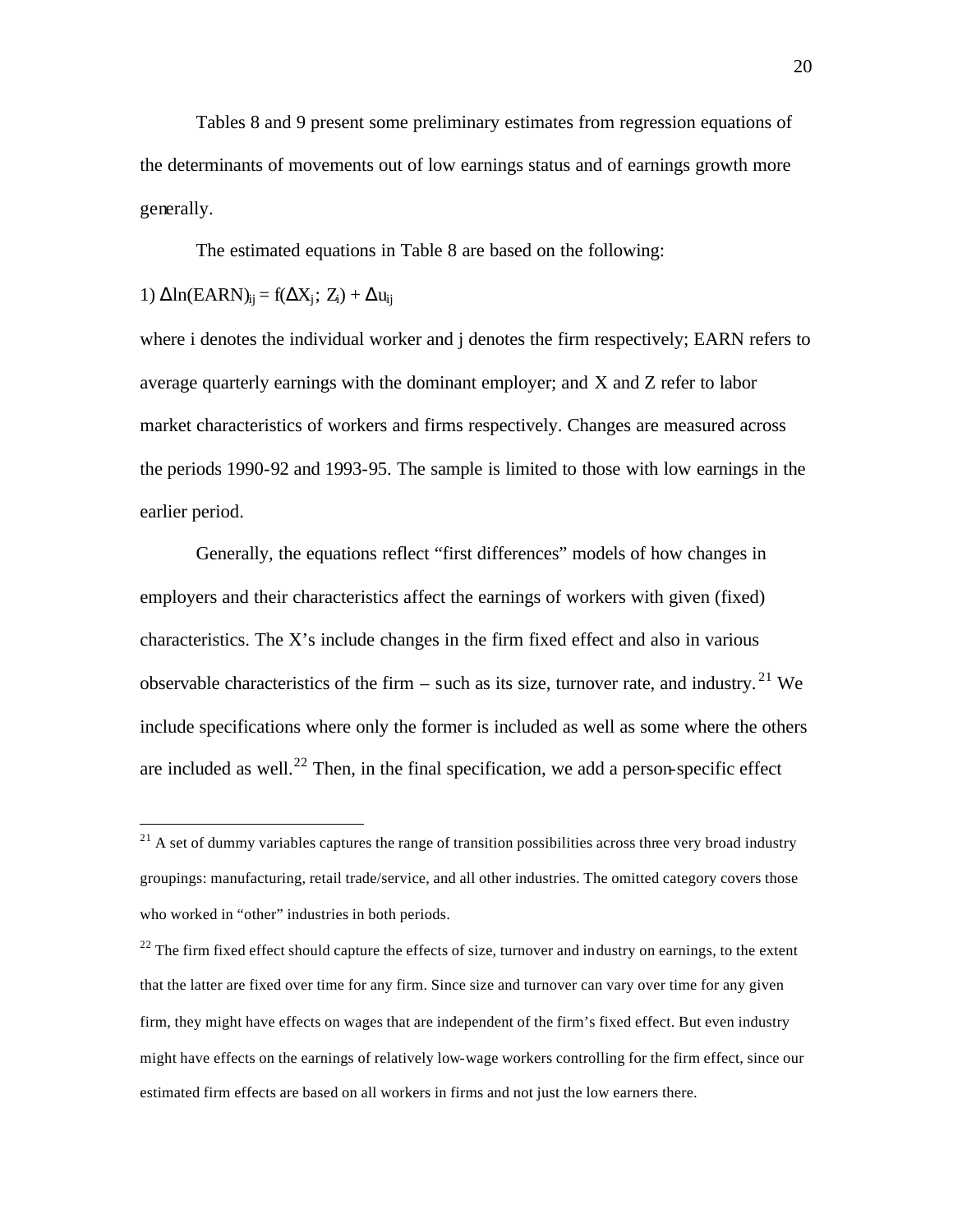Tables 8 and 9 present some preliminary estimates from regression equations of the determinants of movements out of low earnings status and of earnings growth more generally.

The estimated equations in Table 8 are based on the following:

1) $\Delta \ln(EARN)_{ij} = f(\Delta X_j ; Z_i) + \Delta u_{ij}$

where i denotes the individual worker and j denotes the firm respectively; EARN refers to average quarterly earnings with the dominant employer; and X and Z refer to labor market characteristics of workers and firms respectively. Changes are measured across the periods 1990-92 and 1993-95. The sample is limited to those with low earnings in the earlier period.

Generally, the equations reflect "first differences" models of how changes in employers and their characteristics affect the earnings of workers with given (fixed) characteristics. The X's include changes in the firm fixed effect and also in various observable characteristics of the firm – such as its size, turnover rate, and industry.[21] We include specifications where only the former is included as well as some where the others are included as well.[22] Then, in the final specification, we add a person-specific effect

---

[21] A set of dummy variables captures the range of transition possibilities across three very broad industry groupings: manufacturing, retail trade/service, and all other industries. The omitted category covers those who worked in "other" industries in both periods.

[22] The firm fixed effect should capture the effects of size, turnover and industry on earnings, to the extent that the latter are fixed over time for any firm. Since size and turnover can vary over time for any given firm, they might have effects on wages that are independent of the firm's fixed effect. But even industry might have effects on the earnings of relatively low-wage workers controlling for the firm effect, since our estimated firm effects are based on all workers in firms and not just the low earners there.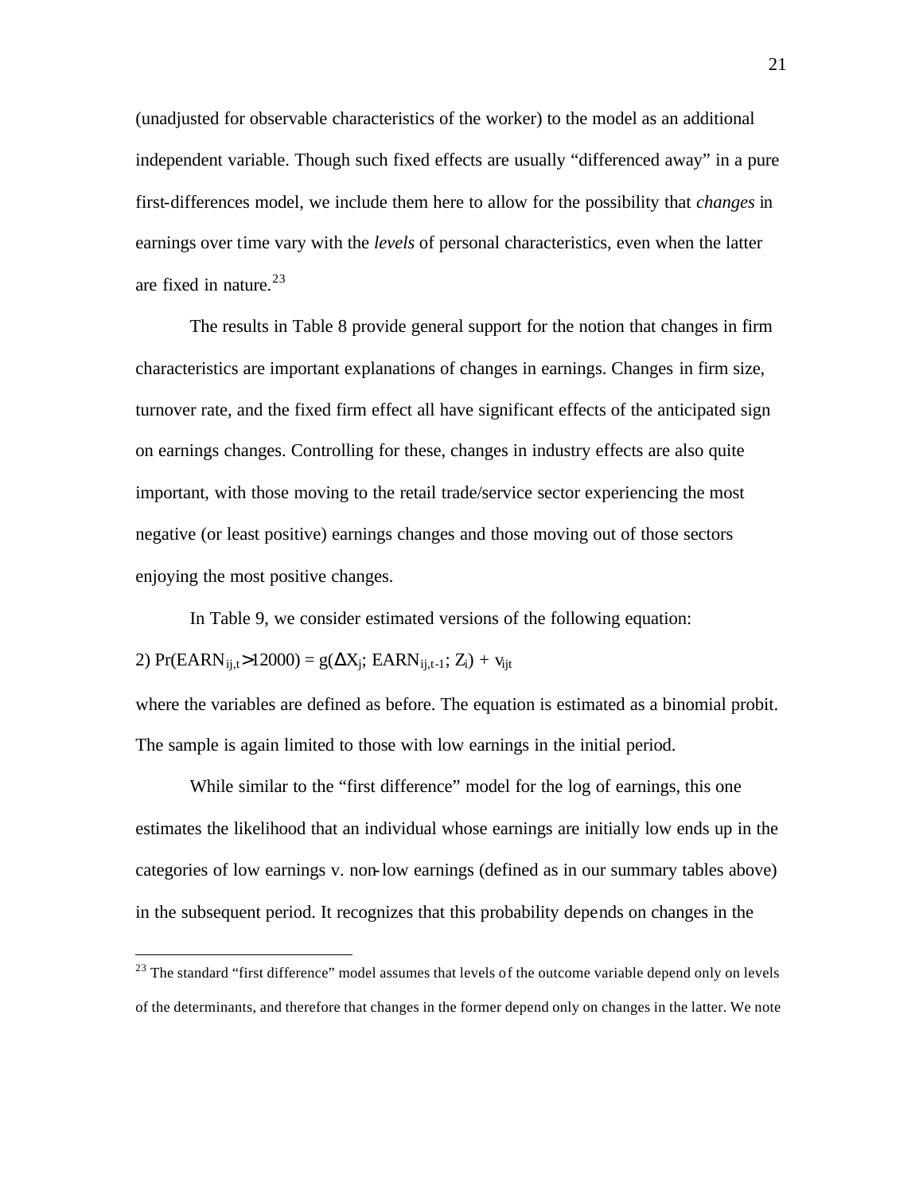(unadjusted for observable characteristics of the worker) to the model as an additional independent variable. Though such fixed effects are usually "differenced away" in a pure first-differences model, we include them here to allow for the possibility that *changes* in earnings over time vary with the *levels* of personal characteristics, even when the latter are fixed in nature.[23]

The results in Table 8 provide general support for the notion that changes in firm characteristics are important explanations of changes in earnings. Changes in firm size, turnover rate, and the fixed firm effect all have significant effects of the anticipated sign on earnings changes. Controlling for these, changes in industry effects are also quite important, with those moving to the retail trade/service sector experiencing the most negative (or least positive) earnings changes and those moving out of those sectors enjoying the most positive changes.

In Table 9, we consider estimated versions of the following equation:

2) $Pr(EARN_{ij,t}>12000) = g(\Delta X_j; EARN_{ij,t-1}; Z_i) + v_{ijt}$

where the variables are defined as before. The equation is estimated as a binomial probit. The sample is again limited to those with low earnings in the initial period.

While similar to the "first difference" model for the log of earnings, this one estimates the likelihood that an individual whose earnings are initially low ends up in the categories of low earnings v. non-low earnings (defined as in our summary tables above) in the subsequent period. It recognizes that this probability depends on changes in the

[23] The standard "first difference" model assumes that levels of the outcome variable depend only on levels of the determinants, and therefore that changes in the former depend only on changes in the latter. We note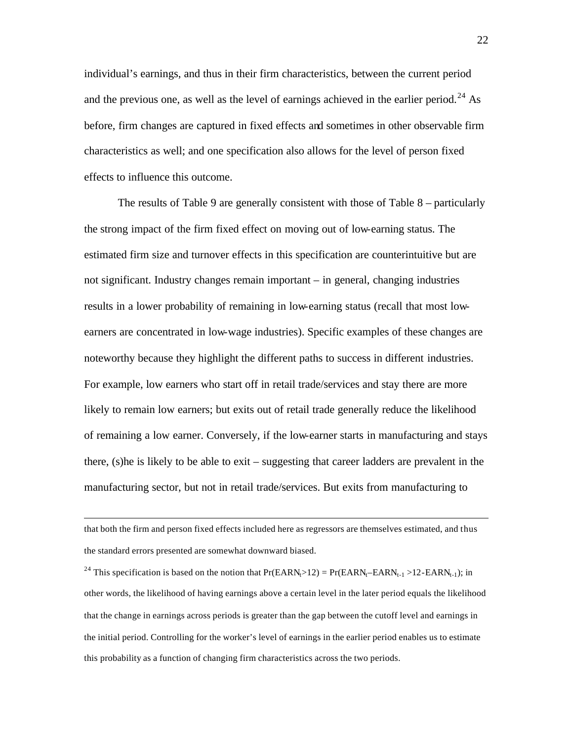individual's earnings, and thus in their firm characteristics, between the current period and the previous one, as well as the level of earnings achieved in the earlier period.[24] As before, firm changes are captured in fixed effects and sometimes in other observable firm characteristics as well; and one specification also allows for the level of person fixed effects to influence this outcome.

The results of Table 9 are generally consistent with those of Table 8 – particularly the strong impact of the firm fixed effect on moving out of low-earning status. The estimated firm size and turnover effects in this specification are counterintuitive but are not significant. Industry changes remain important – in general, changing industries results in a lower probability of remaining in low-earning status (recall that most low-earners are concentrated in low-wage industries). Specific examples of these changes are noteworthy because they highlight the different paths to success in different industries. For example, low earners who start off in retail trade/services and stay there are more likely to remain low earners; but exits out of retail trade generally reduce the likelihood of remaining a low earner. Conversely, if the low-earner starts in manufacturing and stays there, (s)he is likely to be able to exit – suggesting that career ladders are prevalent in the manufacturing sector, but not in retail trade/services. But exits from manufacturing to

---

that both the firm and person fixed effects included here as regressors are themselves estimated, and thus the standard errors presented are somewhat downward biased.

[24] This specification is based on the notion that $Pr(EARN_t > 12) = Pr(EARN_t - EARN_{t-1} > 12 - EARN_{t-1})$; in other words, the likelihood of having earnings above a certain level in the later period equals the likelihood that the change in earnings across periods is greater than the gap between the cutoff level and earnings in the initial period. Controlling for the worker's level of earnings in the earlier period enables us to estimate this probability as a function of changing firm characteristics across the two periods.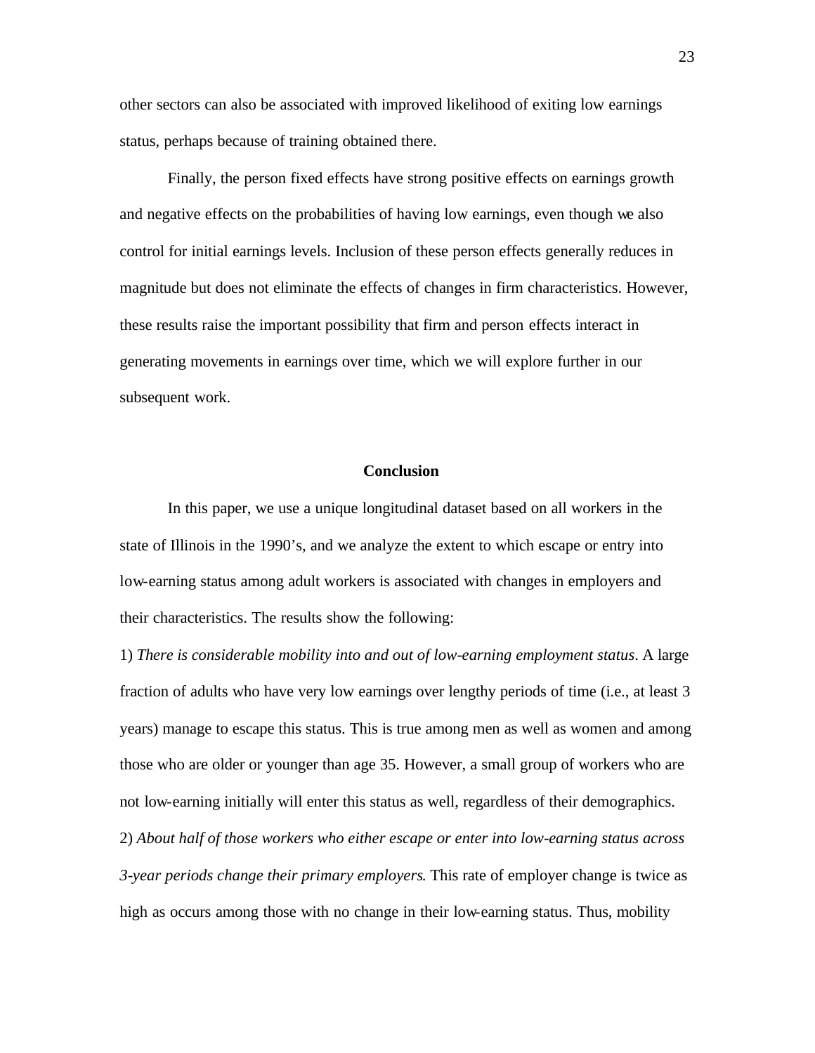other sectors can also be associated with improved likelihood of exiting low earnings status, perhaps because of training obtained there.

Finally, the person fixed effects have strong positive effects on earnings growth and negative effects on the probabilities of having low earnings, even though we also control for initial earnings levels. Inclusion of these person effects generally reduces in magnitude but does not eliminate the effects of changes in firm characteristics. However, these results raise the important possibility that firm and person effects interact in generating movements in earnings over time, which we will explore further in our subsequent work.

## Conclusion

In this paper, we use a unique longitudinal dataset based on all workers in the state of Illinois in the 1990's, and we analyze the extent to which escape or entry into low-earning status among adult workers is associated with changes in employers and their characteristics. The results show the following:

1) *There is considerable mobility into and out of low-earning employment status*. A large fraction of adults who have very low earnings over lengthy periods of time (i.e., at least 3 years) manage to escape this status. This is true among men as well as women and among those who are older or younger than age 35. However, a small group of workers who are not low-earning initially will enter this status as well, regardless of their demographics.

2) *About half of those workers who either escape or enter into low-earning status across 3-year periods change their primary employers*. This rate of employer change is twice as high as occurs among those with no change in their low-earning status. Thus, mobility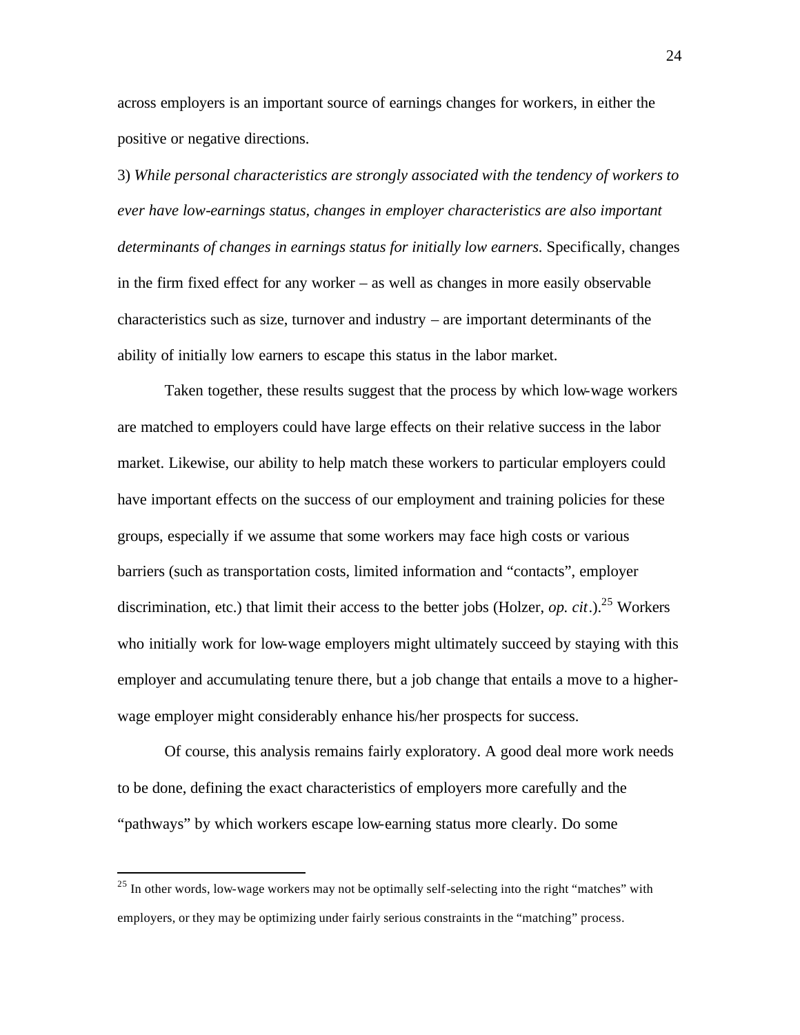across employers is an important source of earnings changes for workers, in either the positive or negative directions.

3) *While personal characteristics are strongly associated with the tendency of workers to ever have low-earnings status, changes in employer characteristics are also important determinants of changes in earnings status for initially low earners.* Specifically, changes in the firm fixed effect for any worker – as well as changes in more easily observable characteristics such as size, turnover and industry – are important determinants of the ability of initially low earners to escape this status in the labor market.

Taken together, these results suggest that the process by which low-wage workers are matched to employers could have large effects on their relative success in the labor market. Likewise, our ability to help match these workers to particular employers could have important effects on the success of our employment and training policies for these groups, especially if we assume that some workers may face high costs or various barriers (such as transportation costs, limited information and "contacts", employer discrimination, etc.) that limit their access to the better jobs (Holzer, *op. cit*.).[25] Workers who initially work for low-wage employers might ultimately succeed by staying with this employer and accumulating tenure there, but a job change that entails a move to a higher-wage employer might considerably enhance his/her prospects for success.

Of course, this analysis remains fairly exploratory. A good deal more work needs to be done, defining the exact characteristics of employers more carefully and the "pathways" by which workers escape low-earning status more clearly. Do some

[25] In other words, low-wage workers may not be optimally self-selecting into the right "matches" with employers, or they may be optimizing under fairly serious constraints in the "matching" process.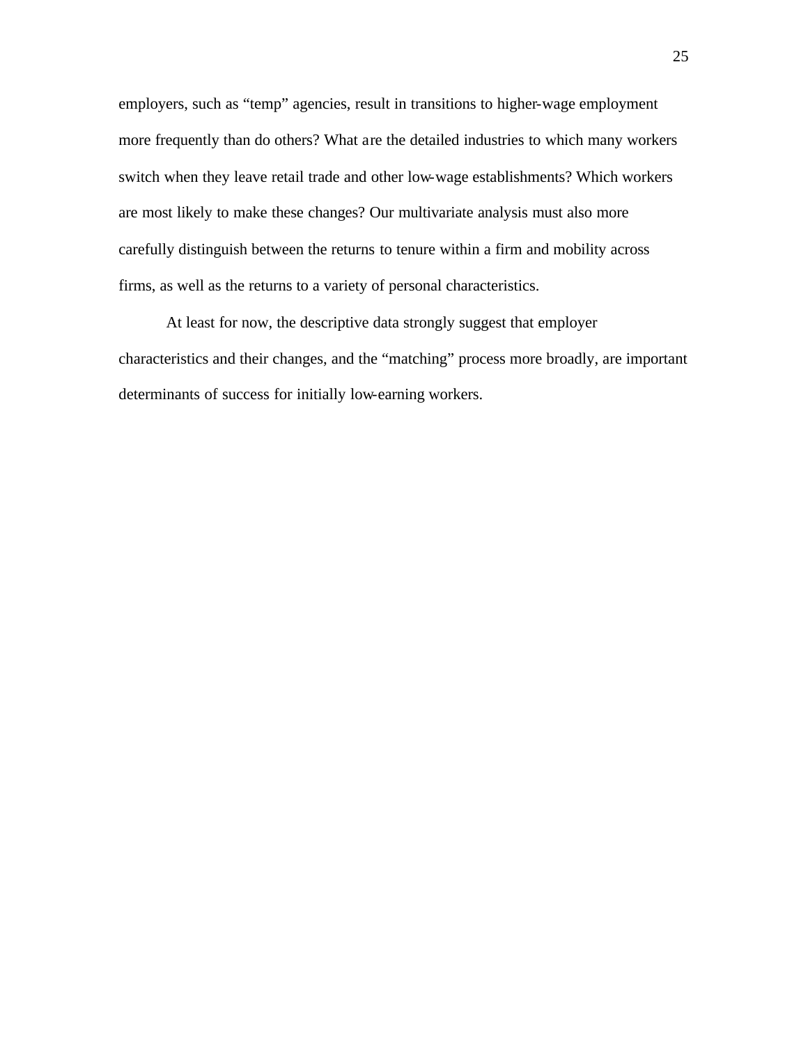employers, such as "temp" agencies, result in transitions to higher-wage employment more frequently than do others? What are the detailed industries to which many workers switch when they leave retail trade and other low-wage establishments? Which workers are most likely to make these changes? Our multivariate analysis must also more carefully distinguish between the returns to tenure within a firm and mobility across firms, as well as the returns to a variety of personal characteristics.

At least for now, the descriptive data strongly suggest that employer characteristics and their changes, and the "matching" process more broadly, are important determinants of success for initially low-earning workers.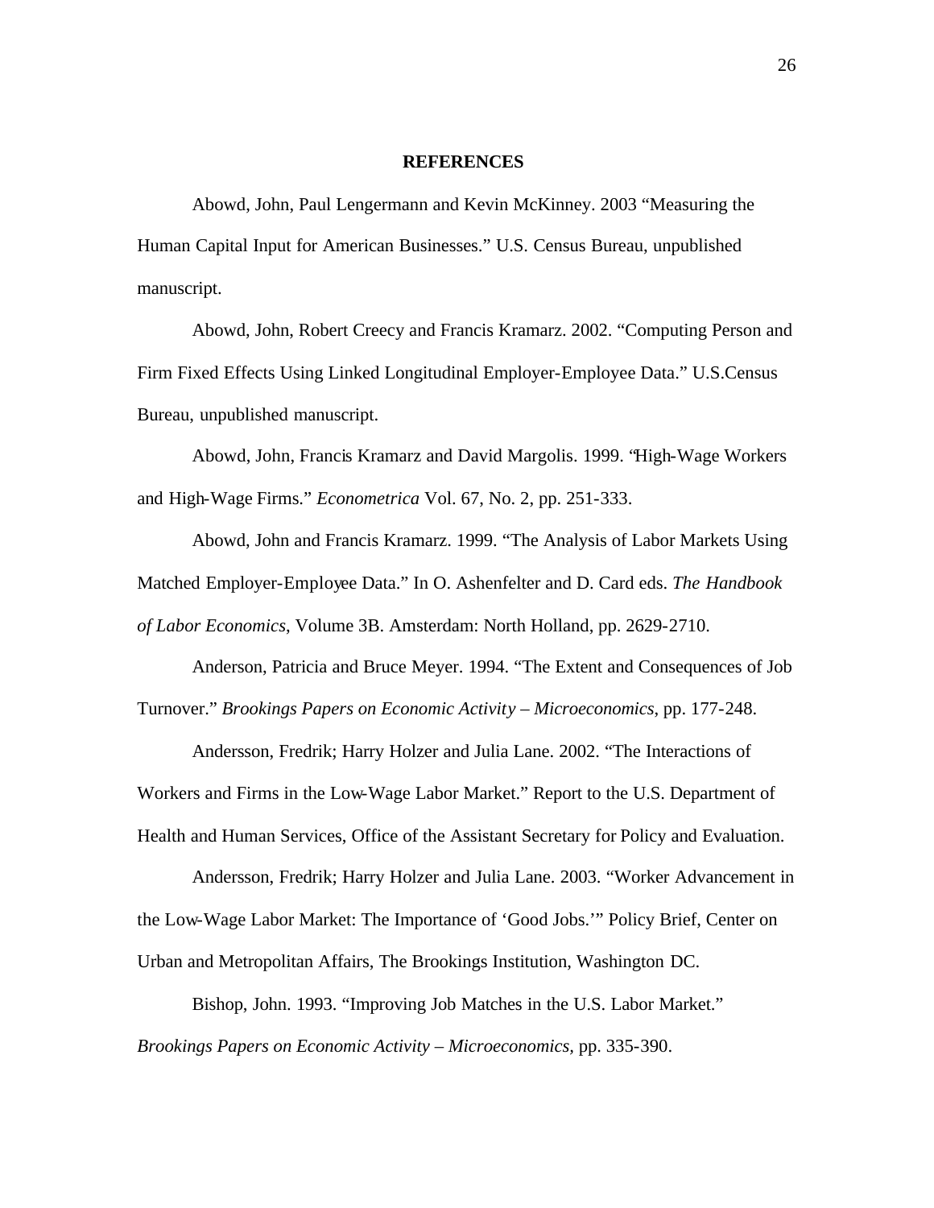## REFERENCES

Abowd, John, Paul Lengermann and Kevin McKinney. 2003 "Measuring the Human Capital Input for American Businesses." U.S. Census Bureau, unpublished manuscript.

Abowd, John, Robert Creecy and Francis Kramarz. 2002. "Computing Person and Firm Fixed Effects Using Linked Longitudinal Employer-Employee Data." U.S.Census Bureau, unpublished manuscript.

Abowd, John, Francis Kramarz and David Margolis. 1999. "High-Wage Workers and High-Wage Firms." *Econometrica* Vol. 67, No. 2, pp. 251-333.

Abowd, John and Francis Kramarz. 1999. "The Analysis of Labor Markets Using Matched Employer-Employee Data." In O. Ashenfelter and D. Card eds. *The Handbook of Labor Economics,* Volume 3B. Amsterdam: North Holland, pp. 2629-2710.

Anderson, Patricia and Bruce Meyer. 1994. "The Extent and Consequences of Job Turnover." *Brookings Papers on Economic Activity – Microeconomics*, pp. 177-248.

Andersson, Fredrik; Harry Holzer and Julia Lane. 2002. "The Interactions of Workers and Firms in the Low-Wage Labor Market." Report to the U.S. Department of Health and Human Services, Office of the Assistant Secretary for Policy and Evaluation.

Andersson, Fredrik; Harry Holzer and Julia Lane. 2003. "Worker Advancement in the Low-Wage Labor Market: The Importance of 'Good Jobs.'" Policy Brief, Center on Urban and Metropolitan Affairs, The Brookings Institution, Washington DC.

Bishop, John. 1993. "Improving Job Matches in the U.S. Labor Market." *Brookings Papers on Economic Activity – Microeconomics,* pp. 335-390.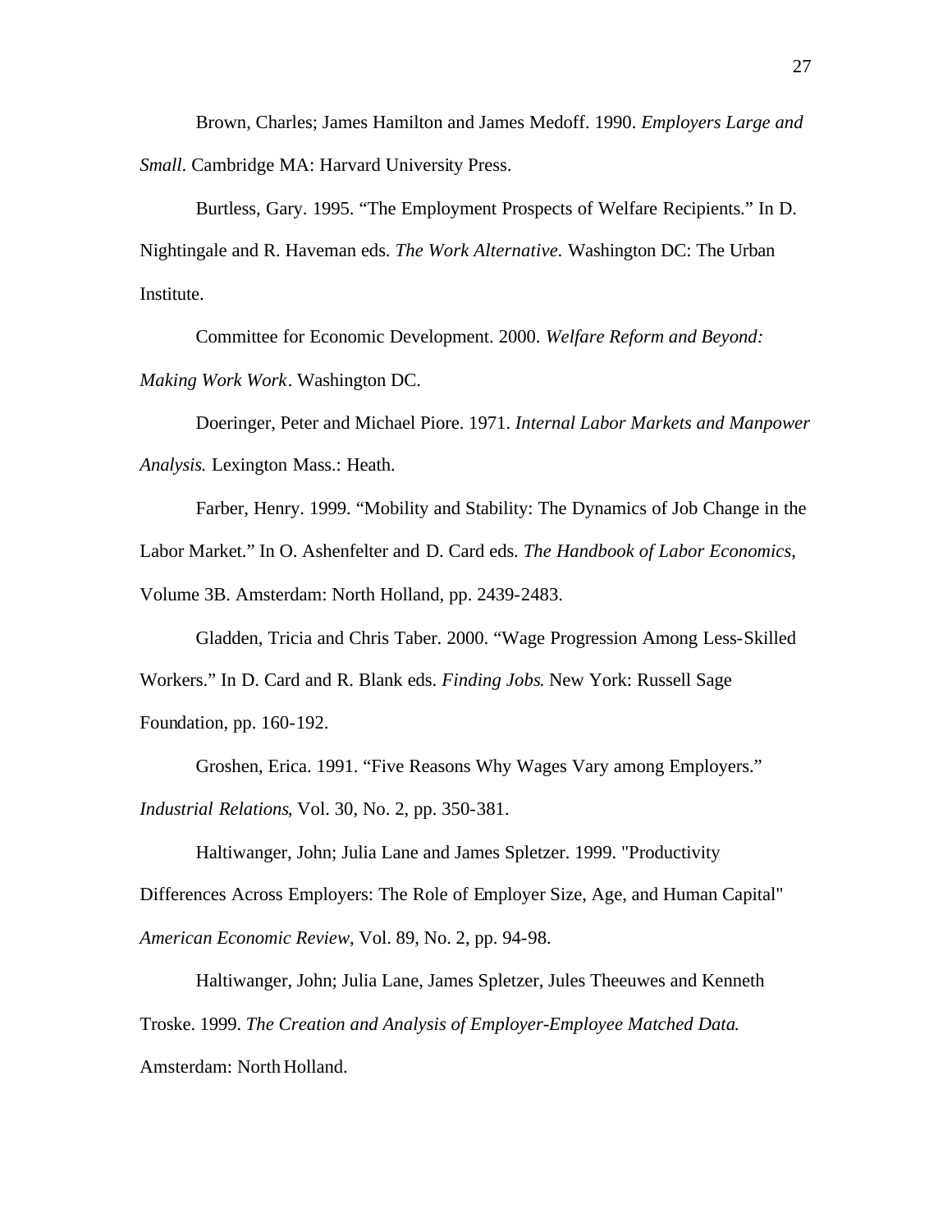Brown, Charles; James Hamilton and James Medoff. 1990. *Employers Large and Small*. Cambridge MA: Harvard University Press.

Burtless, Gary. 1995. “The Employment Prospects of Welfare Recipients.” In D. Nightingale and R. Haveman eds. *The Work Alternative.* Washington DC: The Urban Institute.

Committee for Economic Development. 2000. *Welfare Reform and Beyond: Making Work Work*. Washington DC.

Doeringer, Peter and Michael Piore. 1971. *Internal Labor Markets and Manpower Analysis.* Lexington Mass.: Heath.

Farber, Henry. 1999. “Mobility and Stability: The Dynamics of Job Change in the Labor Market.” In O. Ashenfelter and D. Card eds. *The Handbook of Labor Economics*, Volume 3B. Amsterdam: North Holland, pp. 2439-2483.

Gladden, Tricia and Chris Taber. 2000. “Wage Progression Among Less-Skilled Workers.” In D. Card and R. Blank eds. *Finding Jobs*. New York: Russell Sage Foundation, pp. 160-192.

Groshen, Erica. 1991. “Five Reasons Why Wages Vary among Employers.” *Industrial Relations*, Vol. 30, No. 2, pp. 350-381.

Haltiwanger, John; Julia Lane and James Spletzer. 1999. "Productivity Differences Across Employers: The Role of Employer Size, Age, and Human Capital" *American Economic Review*, Vol. 89, No. 2, pp. 94-98.

Haltiwanger, John; Julia Lane, James Spletzer, Jules Theeuwes and Kenneth Troske. 1999. *The Creation and Analysis of Employer-Employee Matched Data*. Amsterdam: North Holland.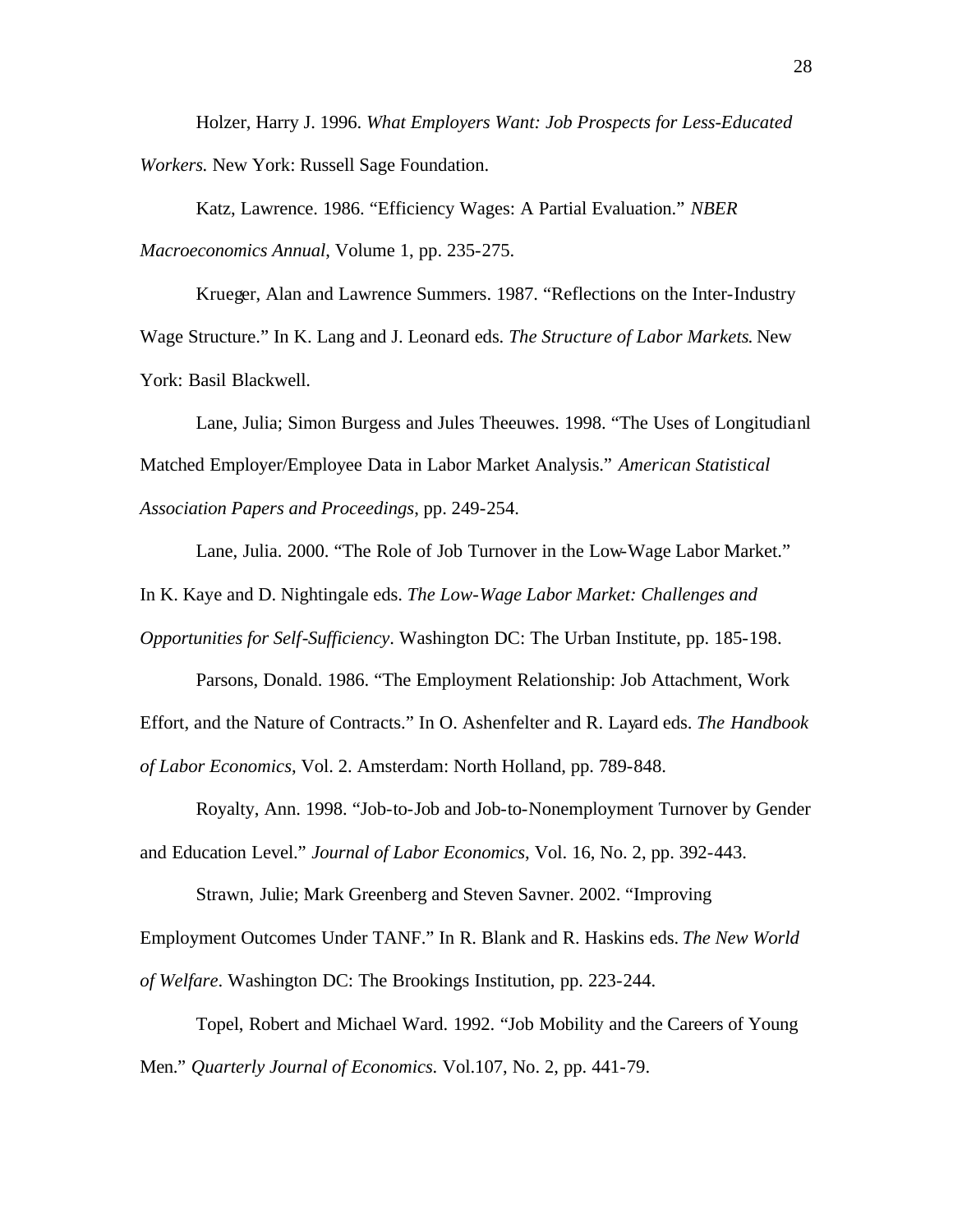Holzer, Harry J. 1996. *What Employers Want: Job Prospects for Less-Educated Workers.* New York: Russell Sage Foundation.

Katz, Lawrence. 1986. "Efficiency Wages: A Partial Evaluation." *NBER Macroeconomics Annual*, Volume 1, pp. 235-275.

Krueger, Alan and Lawrence Summers. 1987. "Reflections on the Inter-Industry Wage Structure." In K. Lang and J. Leonard eds. *The Structure of Labor Markets*. New York: Basil Blackwell.

Lane, Julia; Simon Burgess and Jules Theeuwes. 1998. "The Uses of Longitudianl Matched Employer/Employee Data in Labor Market Analysis." *American Statistical Association Papers and Proceedings*, pp. 249-254.

Lane, Julia. 2000. "The Role of Job Turnover in the Low-Wage Labor Market." In K. Kaye and D. Nightingale eds. *The Low-Wage Labor Market: Challenges and Opportunities for Self-Sufficiency*. Washington DC: The Urban Institute, pp. 185-198.

Parsons, Donald. 1986. "The Employment Relationship: Job Attachment, Work Effort, and the Nature of Contracts." In O. Ashenfelter and R. Layard eds. *The Handbook of Labor Economics*, Vol. 2. Amsterdam: North Holland, pp. 789-848.

Royalty, Ann. 1998. "Job-to-Job and Job-to-Nonemployment Turnover by Gender and Education Level." *Journal of Labor Economics*, Vol. 16, No. 2, pp. 392-443.

Strawn, Julie; Mark Greenberg and Steven Savner. 2002. "Improving Employment Outcomes Under TANF." In R. Blank and R. Haskins eds. *The New World of Welfare*. Washington DC: The Brookings Institution, pp. 223-244.

Topel, Robert and Michael Ward. 1992. "Job Mobility and the Careers of Young Men." *Quarterly Journal of Economics.* Vol.107, No. 2, pp. 441-79.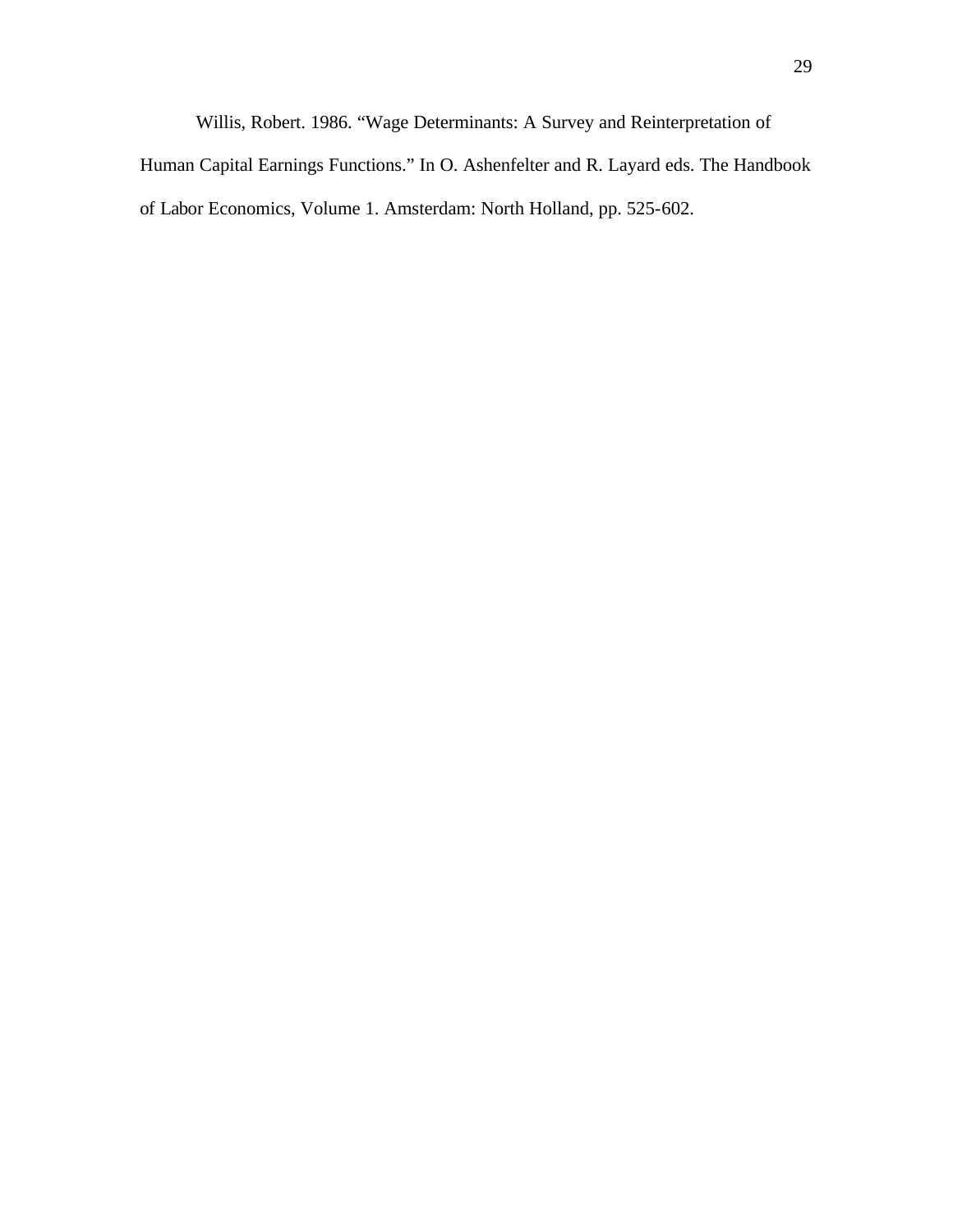Willis, Robert. 1986. "Wage Determinants: A Survey and Reinterpretation of Human Capital Earnings Functions." In O. Ashenfelter and R. Layard eds. The Handbook of Labor Economics, Volume 1. Amsterdam: North Holland, pp. 525-602.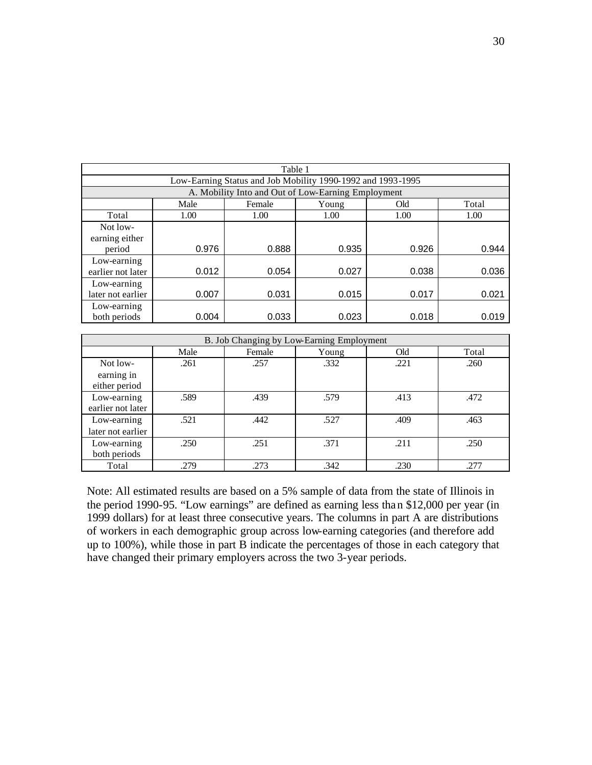Table 1

Low-Earning Status and Job Mobility 1990-1992 and 1993-1995

A. Mobility Into and Out of Low-Earning Employment

| | Male | Female | Young | Old | Total |
|---|---|---|---|---|---|
| Total | 1.00 | 1.00 | 1.00 | 1.00 | 1.00 |
| Not low-earning either period | 0.976 | 0.888 | 0.935 | 0.926 | 0.944 |
| Low-earning earlier not later | 0.012 | 0.054 | 0.027 | 0.038 | 0.036 |
| Low-earning later not earlier | 0.007 | 0.031 | 0.015 | 0.017 | 0.021 |
| Low-earning both periods | 0.004 | 0.033 | 0.023 | 0.018 | 0.019 |

B. Job Changing by Low-Earning Employment

| | Male | Female | Young | Old | Total |
|---|---|---|---|---|---|
| Not low-earning in either period | .261 | .257 | .332 | .221 | .260 |
| Low-earning earlier not later | .589 | .439 | .579 | .413 | .472 |
| Low-earning later not earlier | .521 | .442 | .527 | .409 | .463 |
| Low-earning both periods | .250 | .251 | .371 | .211 | .250 |
| Total | .279 | .273 | .342 | .230 | .277 |

Note: All estimated results are based on a 5% sample of data from the state of Illinois in the period 1990-95. "Low earnings" are defined as earning less than $12,000 per year (in 1999 dollars) for at least three consecutive years. The columns in part A are distributions of workers in each demographic group across low-earning categories (and therefore add up to 100%), while those in part B indicate the percentages of those in each category that have changed their primary employers across the two 3-year periods.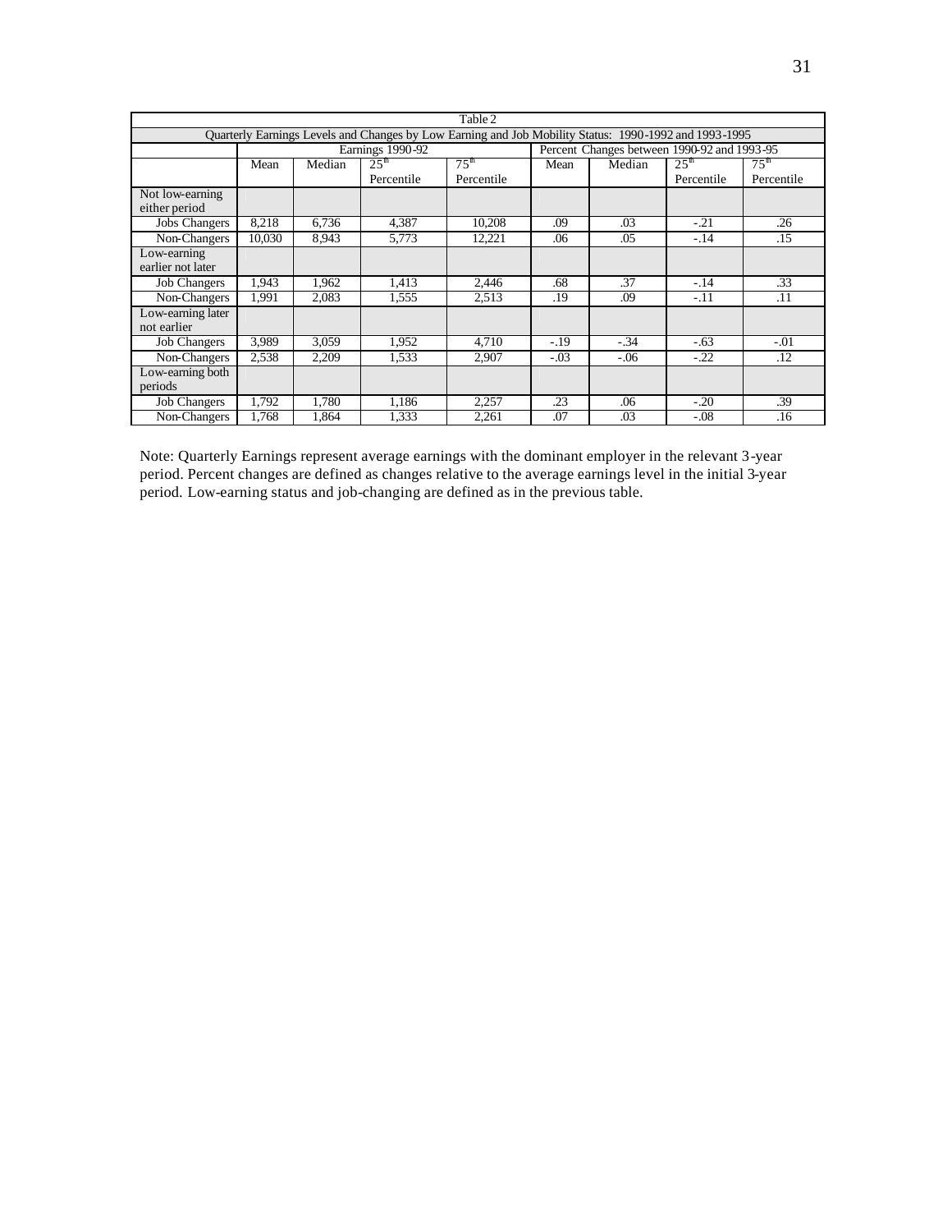Table 2

Quarterly Earnings Levels and Changes by Low Earning and Job Mobility Status: 1990-1992 and 1993-1995

| | Earnings 1990-92 | | | | Percent Changes between 1990-92 and 1993-95 | | | |
|---|---|---|---|---|---|---|---|---|
| | Mean | Median | 25th Percentile | 75th Percentile | Mean | Median | 25th Percentile | 75th Percentile |
| Not low-earning either period | | | | | | | | |
| Jobs Changers | 8,218 | 6,736 | 4,387 | 10,208 | .09 | .03 | -.21 | .26 |
| Non-Changers | 10,030 | 8,943 | 5,773 | 12,221 | .06 | .05 | -.14 | .15 |
| Low-earning earlier not later | | | | | | | | |
| Job Changers | 1,943 | 1,962 | 1,413 | 2,446 | .68 | .37 | -.14 | .33 |
| Non-Changers | 1,991 | 2,083 | 1,555 | 2,513 | .19 | .09 | -.11 | .11 |
| Low-earning later not earlier | | | | | | | | |
| Job Changers | 3,989 | 3,059 | 1,952 | 4,710 | -.19 | -.34 | -.63 | -.01 |
| Non-Changers | 2,538 | 2,209 | 1,533 | 2,907 | -.03 | -.06 | -.22 | .12 |
| Low-earning both periods | | | | | | | | |
| Job Changers | 1,792 | 1,780 | 1,186 | 2,257 | .23 | .06 | -.20 | .39 |
| Non-Changers | 1,768 | 1,864 | 1,333 | 2,261 | .07 | .03 | -.08 | .16 |

Note: Quarterly Earnings represent average earnings with the dominant employer in the relevant 3-year period. Percent changes are defined as changes relative to the average earnings level in the initial 3-year period. Low-earning status and job-changing are defined as in the previous table.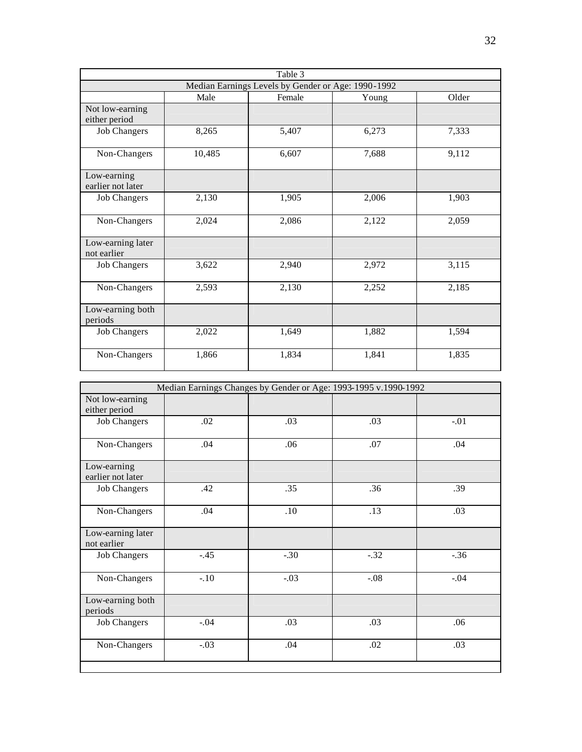Table 3

Median Earnings Levels by Gender or Age: 1990-1992

| | Male | Female | Young | Older |
|---|---|---|---|---|
| Not low-earning either period | | | | |
| Job Changers | 8,265 | 5,407 | 6,273 | 7,333 |
| Non-Changers | 10,485 | 6,607 | 7,688 | 9,112 |
| Low-earning earlier not later | | | | |
| Job Changers | 2,130 | 1,905 | 2,006 | 1,903 |
| Non-Changers | 2,024 | 2,086 | 2,122 | 2,059 |
| Low-earning later not earlier | | | | |
| Job Changers | 3,622 | 2,940 | 2,972 | 3,115 |
| Non-Changers | 2,593 | 2,130 | 2,252 | 2,185 |
| Low-earning both periods | | | | |
| Job Changers | 2,022 | 1,649 | 1,882 | 1,594 |
| Non-Changers | 1,866 | 1,834 | 1,841 | 1,835 |

Median Earnings Changes by Gender or Age: 1993-1995 v.1990-1992

| | Male | Female | Young | Older |
|---|---|---|---|---|
| Not low-earning either period | | | | |
| Job Changers | .02 | .03 | .03 | -.01 |
| Non-Changers | .04 | .06 | .07 | .04 |
| Low-earning earlier not later | | | | |
| Job Changers | .42 | .35 | .36 | .39 |
| Non-Changers | .04 | .10 | .13 | .03 |
| Low-earning later not earlier | | | | |
| Job Changers | -.45 | -.30 | -.32 | -.36 |
| Non-Changers | -.10 | -.03 | -.08 | -.04 |
| Low-earning both periods | | | | |
| Job Changers | -.04 | .03 | .03 | .06 |
| Non-Changers | -.03 | .04 | .02 | .03 |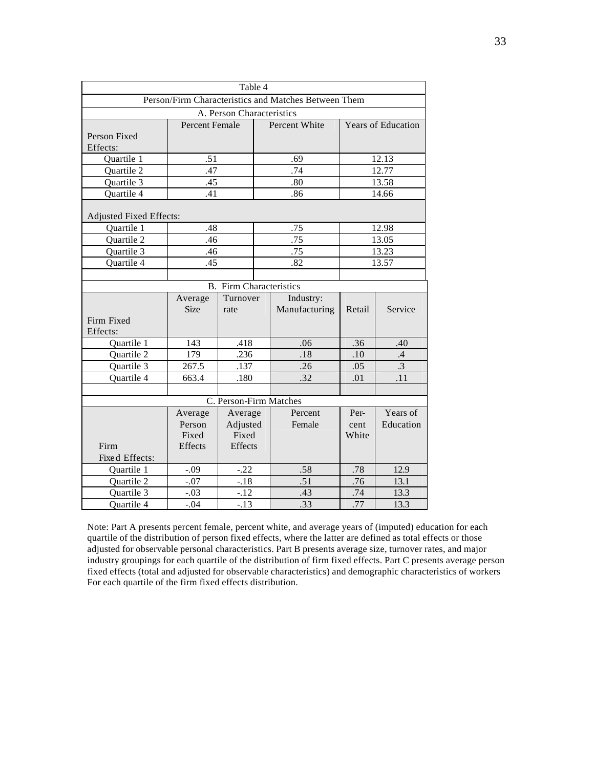Table 4

Person/Firm Characteristics and Matches Between Them

A. Person Characteristics

| Person Fixed Effects: | Percent Female | Percent White | Years of Education |
|---|---|---|---|
| Quartile 1 | .51 | .69 | 12.13 |
| Quartile 2 | .47 | .74 | 12.77 |
| Quartile 3 | .45 | .80 | 13.58 |
| Quartile 4 | .41 | .86 | 14.66 |
| Adjusted Fixed Effects: | | | |
| Quartile 1 | .48 | .75 | 12.98 |
| Quartile 2 | .46 | .75 | 13.05 |
| Quartile 3 | .46 | .75 | 13.23 |
| Quartile 4 | .45 | .82 | 13.57 |

B. Firm Characteristics

| Firm Fixed Effects: | Average Size | Turnover rate | Industry: Manufacturing | Retail | Service |
|---|---|---|---|---|---|
| Quartile 1 | 143 | .418 | .06 | .36 | .40 |
| Quartile 2 | 179 | .236 | .18 | .10 | .4 |
| Quartile 3 | 267.5 | .137 | .26 | .05 | .3 |
| Quartile 4 | 663.4 | .180 | .32 | .01 | .11 |

C. Person-Firm Matches

| Firm Fixed Effects: | Average Person Fixed Effects | Average Adjusted Fixed Effects | Percent Female | Percent White | Years of Education |
|---|---|---|---|---|---|
| Quartile 1 | -.09 | -.22 | .58 | .78 | 12.9 |
| Quartile 2 | -.07 | -.18 | .51 | .76 | 13.1 |
| Quartile 3 | -.03 | -.12 | .43 | .74 | 13.3 |
| Quartile 4 | -.04 | -.13 | .33 | .77 | 13.3 |

Note: Part A presents percent female, percent white, and average years of (imputed) education for each quartile of the distribution of person fixed effects, where the latter are defined as total effects or those adjusted for observable personal characteristics. Part B presents average size, turnover rates, and major industry groupings for each quartile of the distribution of firm fixed effects. Part C presents average person fixed effects (total and adjusted for observable characteristics) and demographic characteristics of workers For each quartile of the firm fixed effects distribution.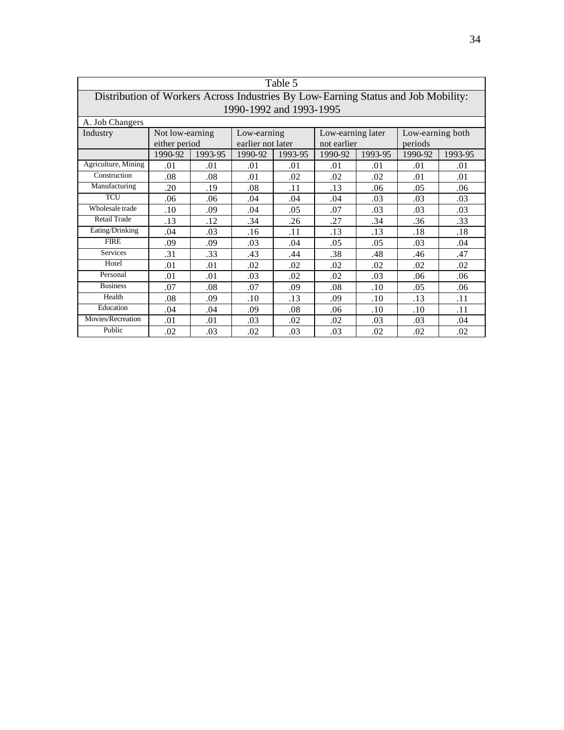**Table 5**

**Distribution of Workers Across Industries By Low-Earning Status and Job Mobility: 1990-1992 and 1993-1995**

A. Job Changers

| Industry | Not low-earning either period | | Low-earning earlier not later | | Low-earning later not earlier | | Low-earning both periods | |
|---|---|---|---|---|---|---|---|---|
| | 1990-92 | 1993-95 | 1990-92 | 1993-95 | 1990-92 | 1993-95 | 1990-92 | 1993-95 |
| Agriculture, Mining | .01 | .01 | .01 | .01 | .01 | .01 | .01 | .01 |
| Construction | .08 | .08 | .01 | .02 | .02 | .02 | .01 | .01 |
| Manufacturing | .20 | .19 | .08 | .11 | .13 | .06 | .05 | .06 |
| TCU | .06 | .06 | .04 | .04 | .04 | .03 | .03 | .03 |
| Wholesale trade | .10 | .09 | .04 | .05 | .07 | .03 | .03 | .03 |
| Retail Trade | .13 | .12 | .34 | .26 | .27 | .34 | .36 | .33 |
| Eating/Drinking | .04 | .03 | .16 | .11 | .13 | .13 | .18 | .18 |
| FIRE | .09 | .09 | .03 | .04 | .05 | .05 | .03 | .04 |
| Services | .31 | .33 | .43 | .44 | .38 | .48 | .46 | .47 |
| Hotel | .01 | .01 | .02 | .02 | .02 | .02 | .02 | .02 |
| Personal | .01 | .01 | .03 | .02 | .02 | .03 | .06 | .06 |
| Business | .07 | .08 | .07 | .09 | .08 | .10 | .05 | .06 |
| Health | .08 | .09 | .10 | .13 | .09 | .10 | .13 | .11 |
| Education | .04 | .04 | .09 | .08 | .06 | .10 | .10 | .11 |
| Movies/Recreation | .01 | .01 | .03 | .02 | .02 | .03 | .03 | .04 |
| Public | .02 | .03 | .02 | .03 | .03 | .02 | .02 | .02 |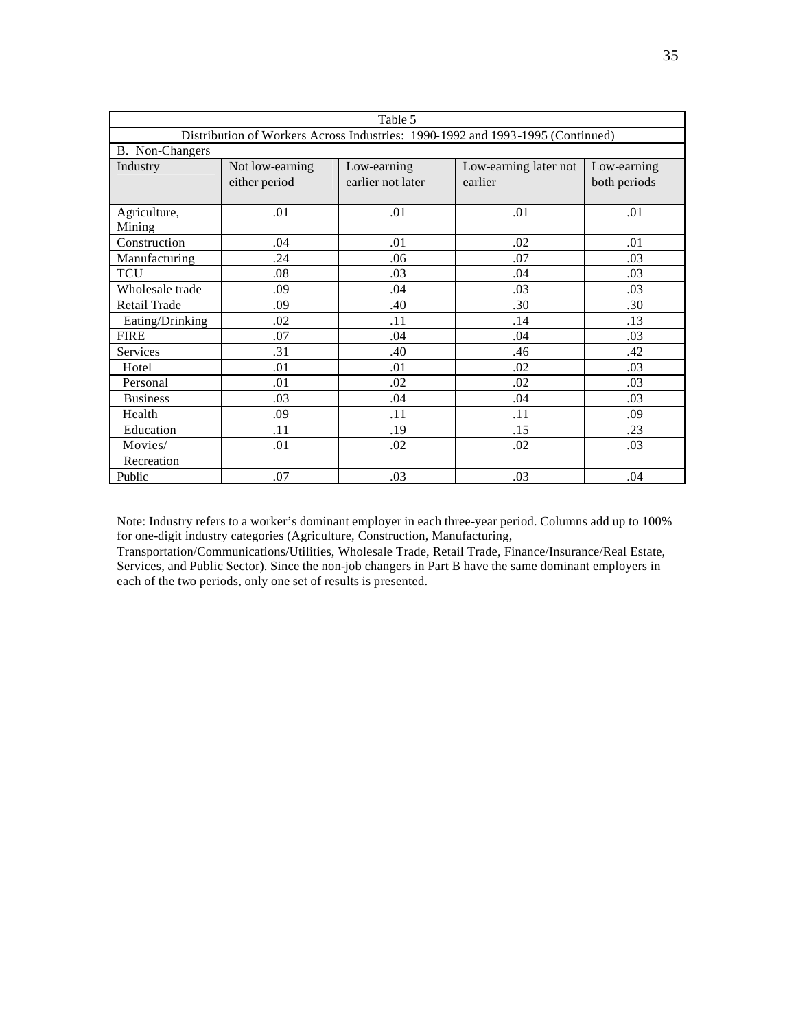| Table 5 | | | | |
|---|---|---|---|---|
| Distribution of Workers Across Industries: 1990-1992 and 1993-1995 (Continued) | | | | |
| B. Non-Changers | | | | |
| Industry | Not low-earning either period | Low-earning earlier not later | Low-earning later not earlier | Low-earning both periods |
| Agriculture, Mining | .01 | .01 | .01 | .01 |
| Construction | .04 | .01 | .02 | .01 |
| Manufacturing | .24 | .06 | .07 | .03 |
| TCU | .08 | .03 | .04 | .03 |
| Wholesale trade | .09 | .04 | .03 | .03 |
| Retail Trade | .09 | .40 | .30 | .30 |
| Eating/Drinking | .02 | .11 | .14 | .13 |
| FIRE | .07 | .04 | .04 | .03 |
| Services | .31 | .40 | .46 | .42 |
| Hotel | .01 | .01 | .02 | .03 |
| Personal | .01 | .02 | .02 | .03 |
| Business | .03 | .04 | .04 | .03 |
| Health | .09 | .11 | .11 | .09 |
| Education | .11 | .19 | .15 | .23 |
| Movies/ Recreation | .01 | .02 | .02 | .03 |
| Public | .07 | .03 | .03 | .04 |

Note: Industry refers to a worker's dominant employer in each three-year period. Columns add up to 100% for one-digit industry categories (Agriculture, Construction, Manufacturing, Transportation/Communications/Utilities, Wholesale Trade, Retail Trade, Finance/Insurance/Real Estate, Services, and Public Sector). Since the non-job changers in Part B have the same dominant employers in each of the two periods, only one set of results is presented.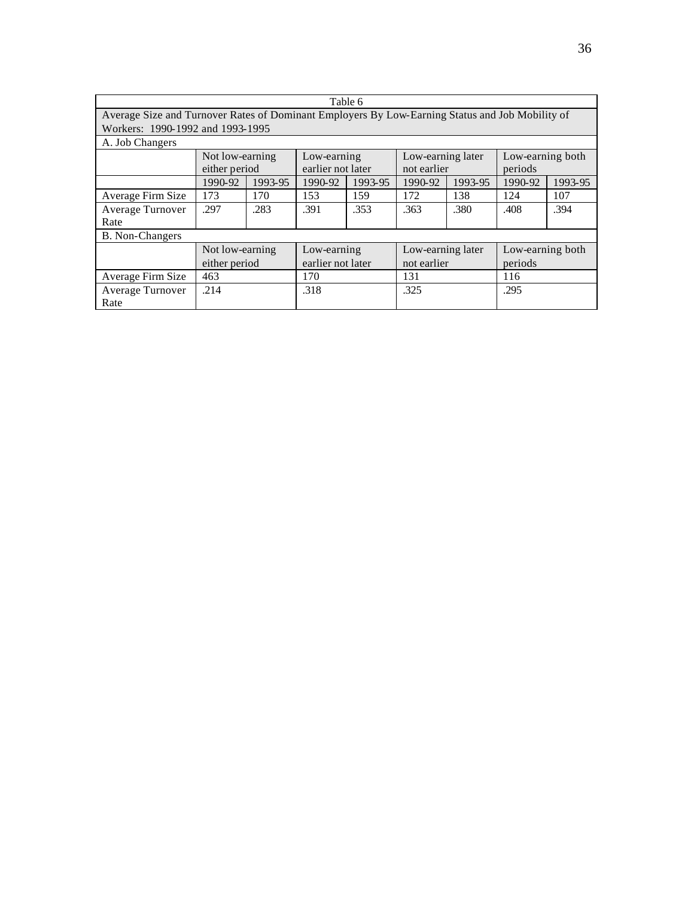Table 6

Average Size and Turnover Rates of Dominant Employers By Low-Earning Status and Job Mobility of Workers: 1990-1992 and 1993-1995

A. Job Changers

| | Not low-earning either period | | Low-earning earlier not later | | Low-earning later not earlier | | Low-earning both periods | |
|---|---|---|---|---|---|---|---|---|
| | 1990-92 | 1993-95 | 1990-92 | 1993-95 | 1990-92 | 1993-95 | 1990-92 | 1993-95 |
| Average Firm Size | 173 | 170 | 153 | 159 | 172 | 138 | 124 | 107 |
| Average Turnover Rate | .297 | .283 | .391 | .353 | .363 | .380 | .408 | .394 |

B. Non-Changers

| | Not low-earning either period | Low-earning earlier not later | Low-earning later not earlier | Low-earning both periods |
|---|---|---|---|---|
| Average Firm Size | 463 | 170 | 131 | 116 |
| Average Turnover Rate | .214 | .318 | .325 | .295 |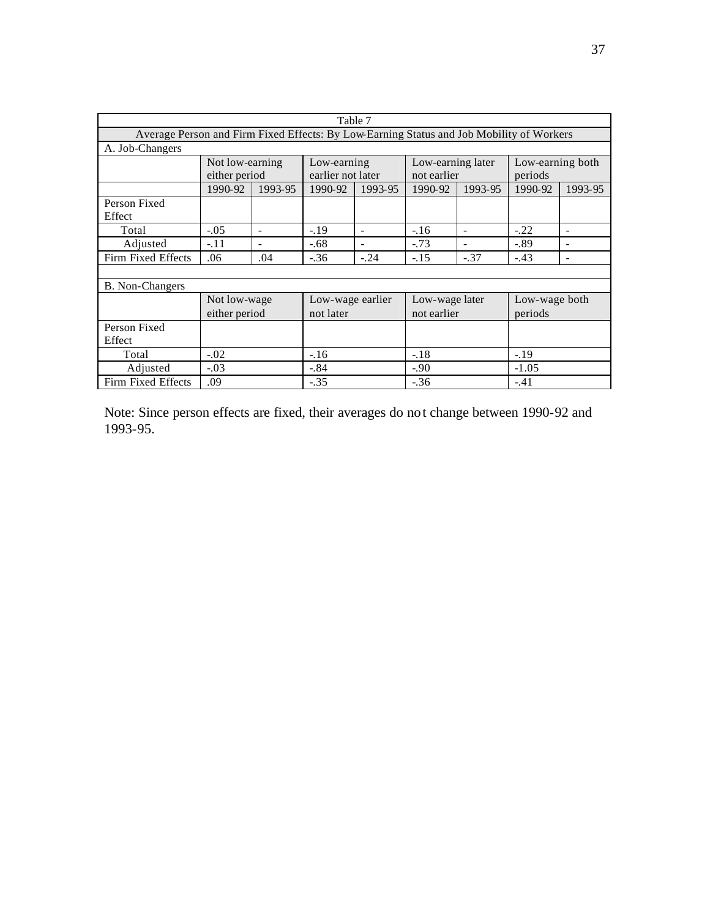Table 7

Average Person and Firm Fixed Effects: By Low-Earning Status and Job Mobility of Workers

A. Job-Changers

| | Not low-earning either period | | Low-earning earlier not later | | Low-earning later not earlier | | Low-earning both periods | |
|---|---|---|---|---|---|---|---|---|
| | 1990-92 | 1993-95 | 1990-92 | 1993-95 | 1990-92 | 1993-95 | 1990-92 | 1993-95 |
| Person Fixed Effect | | | | | | | | |
| Total | -.05 | - | -.19 | - | -.16 | - | -.22 | - |
| Adjusted | -.11 | - | -.68 | - | -.73 | - | -.89 | - |
| Firm Fixed Effects | .06 | .04 | -.36 | -.24 | -.15 | -.37 | -.43 | - |

B. Non-Changers

| | Not low-wage either period | Low-wage earlier not later | Low-wage later not earlier | Low-wage both periods |
|---|---|---|---|---|
| Person Fixed Effect | | | | |
| Total | -.02 | -.16 | -.18 | -.19 |
| Adjusted | -.03 | -.84 | -.90 | -1.05 |
| Firm Fixed Effects | .09 | -.35 | -.36 | -.41 |

Note: Since person effects are fixed, their averages do not change between 1990-92 and 1993-95.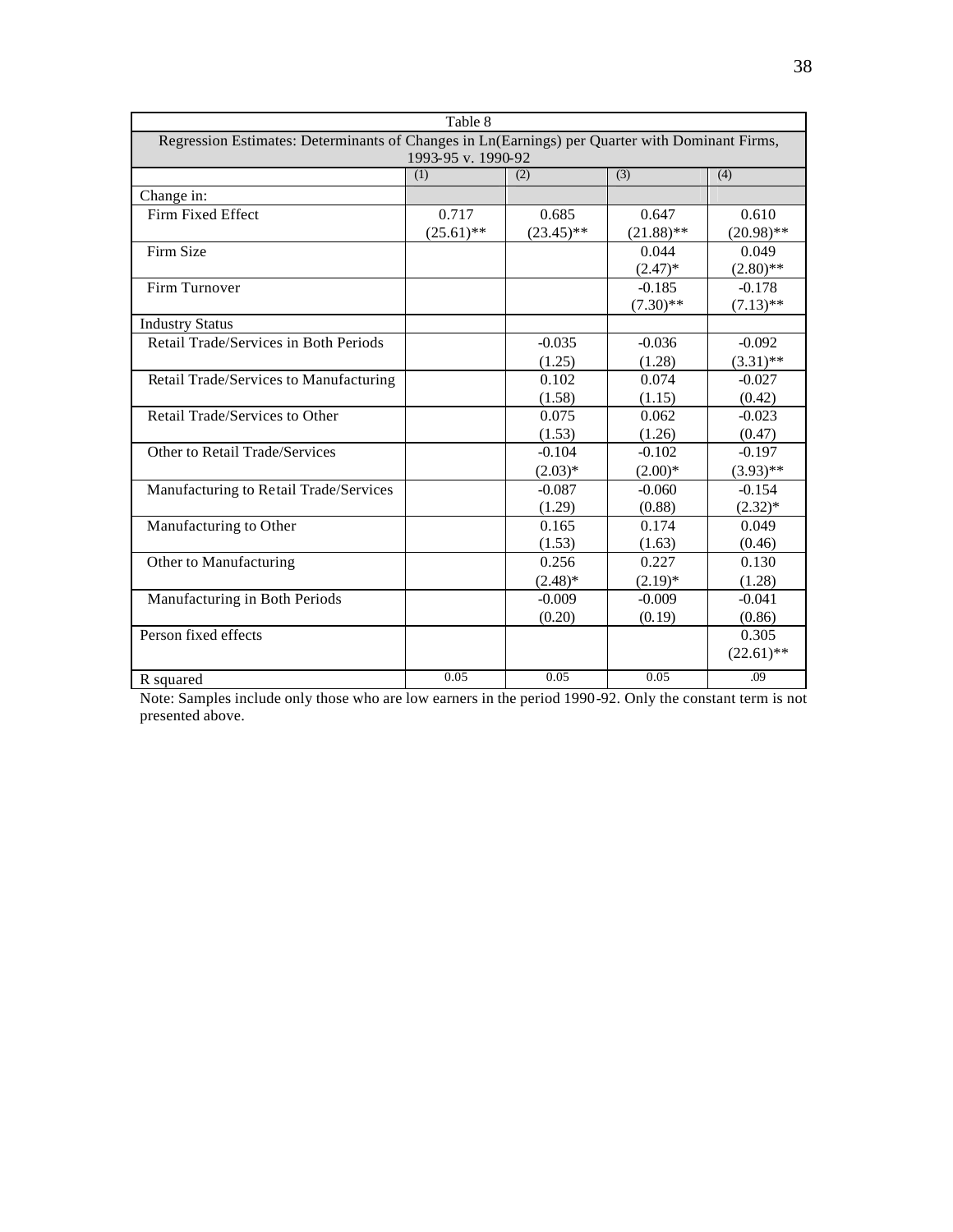Table 8

Regression Estimates: Determinants of Changes in Ln(Earnings) per Quarter with Dominant Firms, 1993-95 v. 1990-92

| | (1) | (2) | (3) | (4) |
|---|---|---|---|---|
| Change in: | | | | |
| Firm Fixed Effect | 0.717<br>(25.61)** | 0.685<br>(23.45)** | 0.647<br>(21.88)** | 0.610<br>(20.98)** |
| Firm Size | | | 0.044<br>(2.47)* | 0.049<br>(2.80)** |
| Firm Turnover | | | -0.185<br>(7.30)** | -0.178<br>(7.13)** |
| Industry Status | | | | |
| Retail Trade/Services in Both Periods | | -0.035<br>(1.25) | -0.036<br>(1.28) | -0.092<br>(3.31)** |
| Retail Trade/Services to Manufacturing | | 0.102<br>(1.58) | 0.074<br>(1.15) | -0.027<br>(0.42) |
| Retail Trade/Services to Other | | 0.075<br>(1.53) | 0.062<br>(1.26) | -0.023<br>(0.47) |
| Other to Retail Trade/Services | | -0.104<br>(2.03)* | -0.102<br>(2.00)* | -0.197<br>(3.93)** |
| Manufacturing to Retail Trade/Services | | -0.087<br>(1.29) | -0.060<br>(0.88) | -0.154<br>(2.32)* |
| Manufacturing to Other | | 0.165<br>(1.53) | 0.174<br>(1.63) | 0.049<br>(0.46) |
| Other to Manufacturing | | 0.256<br>(2.48)* | 0.227<br>(2.19)* | 0.130<br>(1.28) |
| Manufacturing in Both Periods | | -0.009<br>(0.20) | -0.009<br>(0.19) | -0.041<br>(0.86) |
| Person fixed effects | | | | 0.305<br>(22.61)** |
| R squared | 0.05 | 0.05 | 0.05 | .09 |

Note: Samples include only those who are low earners in the period 1990-92. Only the constant term is not presented above.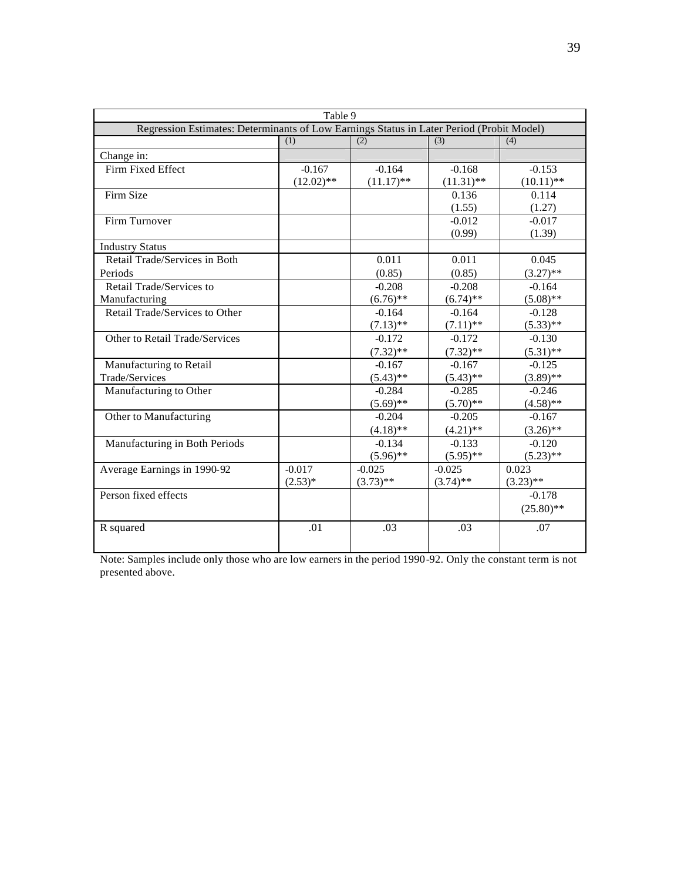Table 9

Regression Estimates: Determinants of Low Earnings Status in Later Period (Probit Model)

| | (1) | (2) | (3) | (4) |
|---|---|---|---|---|
| Change in: | | | | |
| Firm Fixed Effect | -0.167 (12.02)** | -0.164 (11.17)** | -0.168 (11.31)** | -0.153 (10.11)** |
| Firm Size | | | 0.136 (1.55) | 0.114 (1.27) |
| Firm Turnover | | | -0.012 (0.99) | -0.017 (1.39) |
| Industry Status | | | | |
| Retail Trade/Services in Both Periods | | 0.011 (0.85) | 0.011 (0.85) | 0.045 (3.27)** |
| Retail Trade/Services to Manufacturing | | -0.208 (6.76)** | -0.208 (6.74)** | -0.164 (5.08)** |
| Retail Trade/Services to Other | | -0.164 (7.13)** | -0.164 (7.11)** | -0.128 (5.33)** |
| Other to Retail Trade/Services | | -0.172 (7.32)** | -0.172 (7.32)** | -0.130 (5.31)** |
| Manufacturing to Retail Trade/Services | | -0.167 (5.43)** | -0.167 (5.43)** | -0.125 (3.89)** |
| Manufacturing to Other | | -0.284 (5.69)** | -0.285 (5.70)** | -0.246 (4.58)** |
| Other to Manufacturing | | -0.204 (4.18)** | -0.205 (4.21)** | -0.167 (3.26)** |
| Manufacturing in Both Periods | | -0.134 (5.96)** | -0.133 (5.95)** | -0.120 (5.23)** |
| Average Earnings in 1990-92 | -0.017 (2.53)* | -0.025 (3.73)** | -0.025 (3.74)** | 0.023 (3.23)** |
| Person fixed effects | | | | -0.178 (25.80)** |
| R squared | .01 | .03 | .03 | .07 |

Note: Samples include only those who are low earners in the period 1990-92. Only the constant term is not presented above.